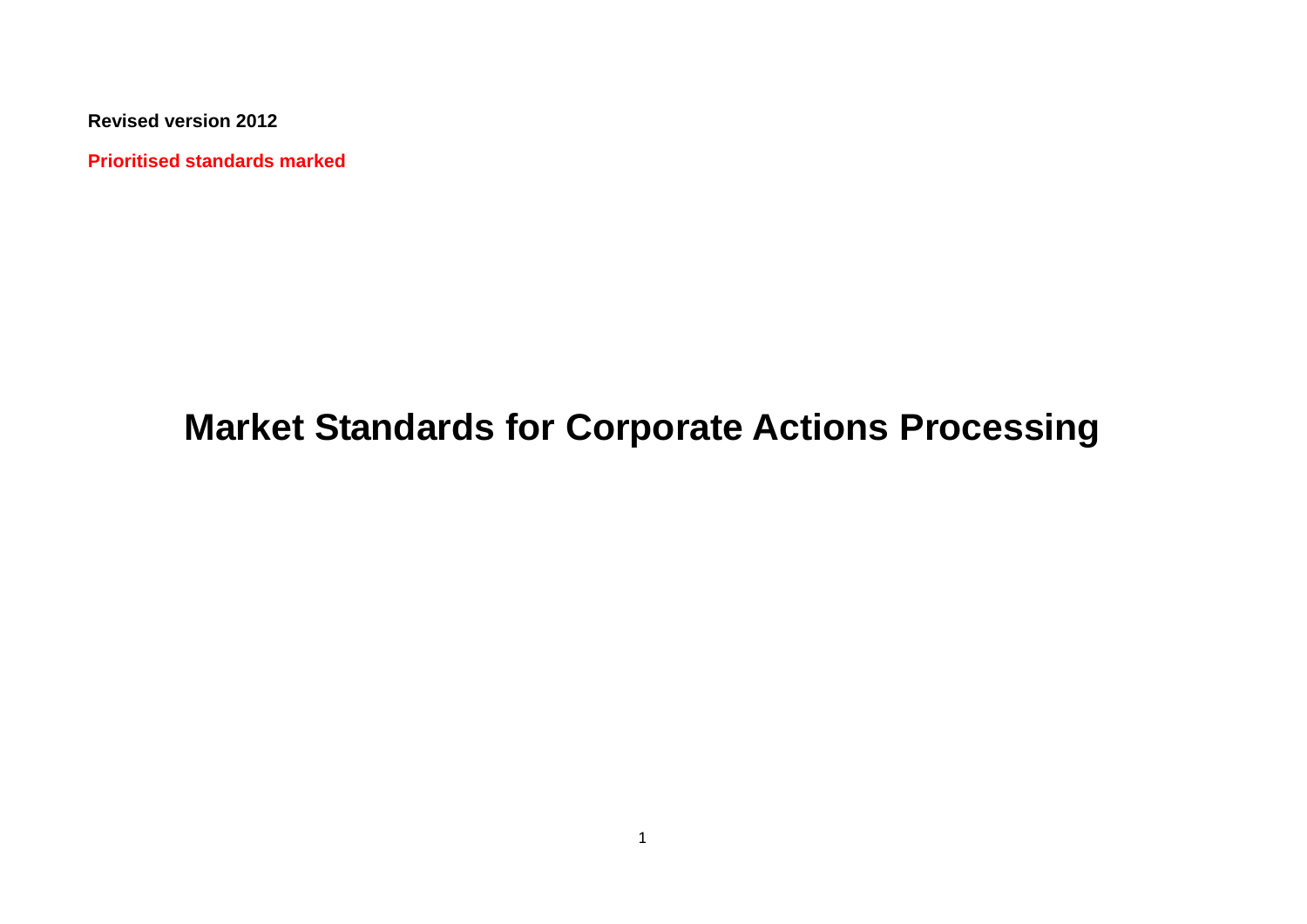**Revised version 2012**

**Prioritised standards marked**

# Market Standards for Corporate Actions Processing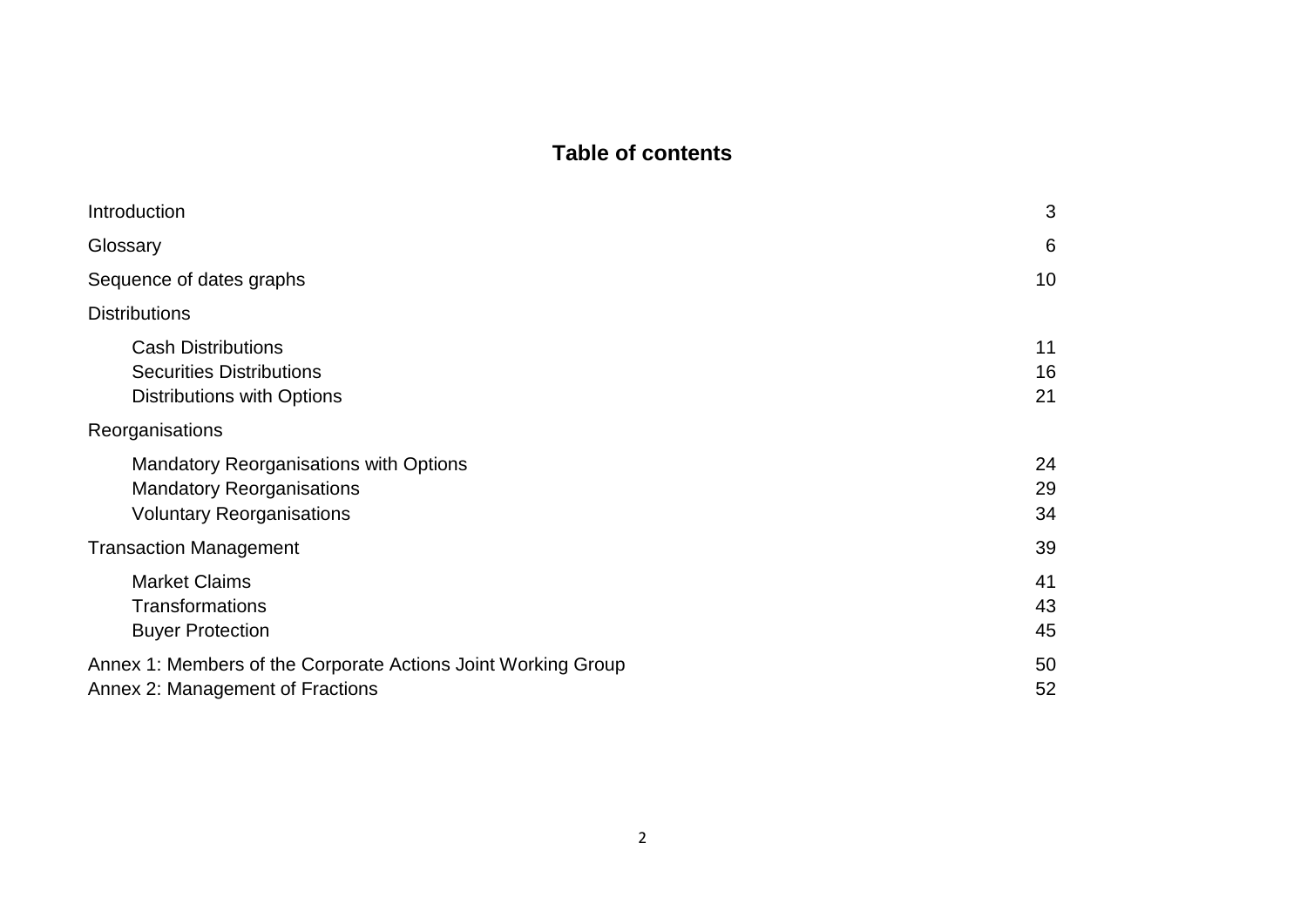# Table of contents

| | |
|---|---|
| Introduction | 3 |
| Glossary | 6 |
| Sequence of dates graphs | 10 |
| Distributions | |
| Cash Distributions | 11 |
| Securities Distributions | 16 |
| Distributions with Options | 21 |
| Reorganisations | |
| Mandatory Reorganisations with Options | 24 |
| Mandatory Reorganisations | 29 |
| Voluntary Reorganisations | 34 |
| Transaction Management | 39 |
| Market Claims | 41 |
| Transformations | 43 |
| Buyer Protection | 45 |
| Annex 1: Members of the Corporate Actions Joint Working Group | 50 |
| Annex 2: Management of Fractions | 52 |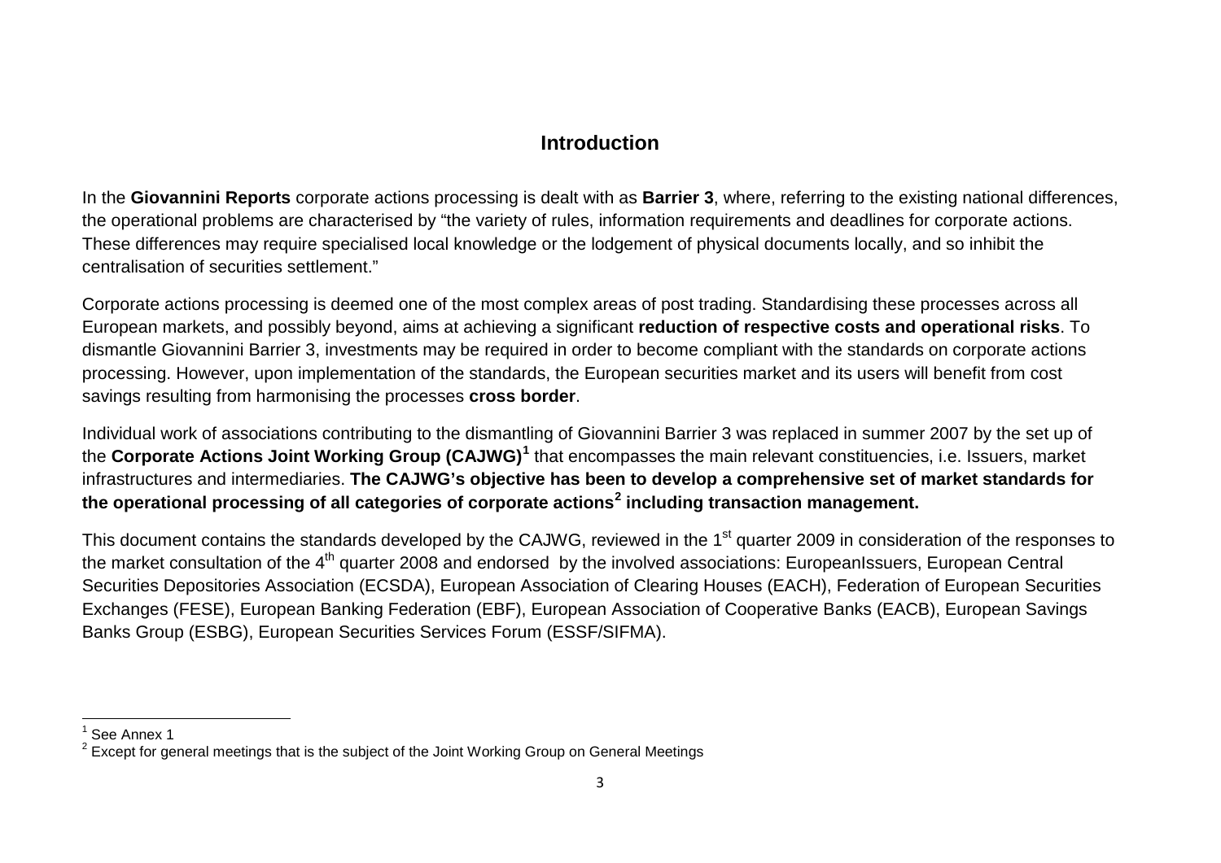## Introduction

In the **Giovannini Reports** corporate actions processing is dealt with as **Barrier 3**, where, referring to the existing national differences, the operational problems are characterised by "the variety of rules, information requirements and deadlines for corporate actions. These differences may require specialised local knowledge or the lodgement of physical documents locally, and so inhibit the centralisation of securities settlement."

Corporate actions processing is deemed one of the most complex areas of post trading. Standardising these processes across all European markets, and possibly beyond, aims at achieving a significant **reduction of respective costs and operational risks**. To dismantle Giovannini Barrier 3, investments may be required in order to become compliant with the standards on corporate actions processing. However, upon implementation of the standards, the European securities market and its users will benefit from cost savings resulting from harmonising the processes **cross border**.

Individual work of associations contributing to the dismantling of Giovannini Barrier 3 was replaced in summer 2007 by the set up of the **Corporate Actions Joint Working Group (CAJWG)**[1] that encompasses the main relevant constituencies, i.e. Issuers, market infrastructures and intermediaries. **The CAJWG's objective has been to develop a comprehensive set of market standards for the operational processing of all categories of corporate actions**[2] **including transaction management.**

This document contains the standards developed by the CAJWG, reviewed in the 1st quarter 2009 in consideration of the responses to the market consultation of the 4th quarter 2008 and endorsed by the involved associations: EuropeanIssuers, European Central Securities Depositories Association (ECSDA), European Association of Clearing Houses (EACH), Federation of European Securities Exchanges (FESE), European Banking Federation (EBF), European Association of Cooperative Banks (EACB), European Savings Banks Group (ESBG), European Securities Services Forum (ESSF/SIFMA).

---

[1] See Annex 1

[2] Except for general meetings that is the subject of the Joint Working Group on General Meetings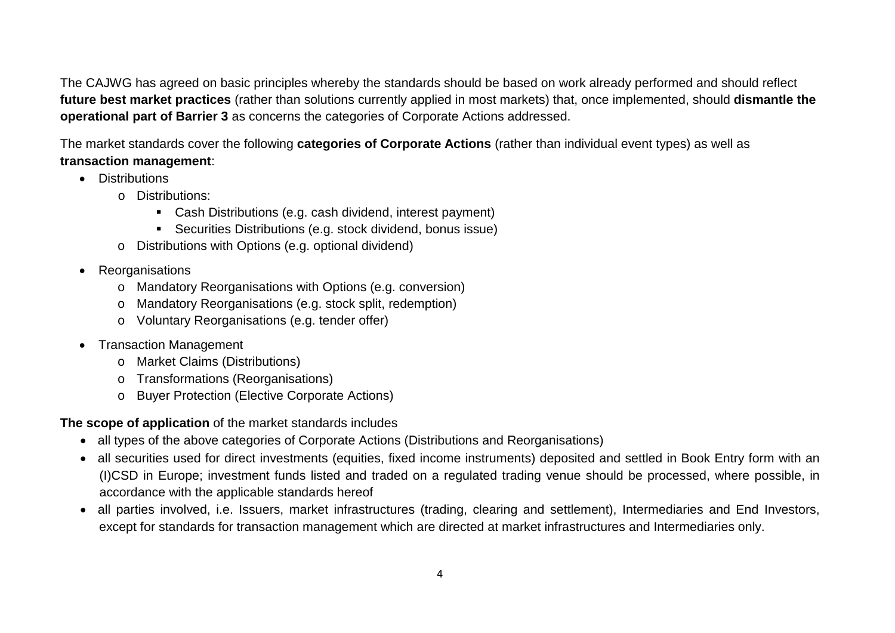The CAJWG has agreed on basic principles whereby the standards should be based on work already performed and should reflect **future best market practices** (rather than solutions currently applied in most markets) that, once implemented, should **dismantle the operational part of Barrier 3** as concerns the categories of Corporate Actions addressed.

The market standards cover the following **categories of Corporate Actions** (rather than individual event types) as well as **transaction management**:

- Distributions
  - Distributions:
    - Cash Distributions (e.g. cash dividend, interest payment)
    - Securities Distributions (e.g. stock dividend, bonus issue)
  - Distributions with Options (e.g. optional dividend)
- Reorganisations
  - Mandatory Reorganisations with Options (e.g. conversion)
  - Mandatory Reorganisations (e.g. stock split, redemption)
  - Voluntary Reorganisations (e.g. tender offer)
- Transaction Management
  - Market Claims (Distributions)
  - Transformations (Reorganisations)
  - Buyer Protection (Elective Corporate Actions)

**The scope of application** of the market standards includes

- all types of the above categories of Corporate Actions (Distributions and Reorganisations)
- all securities used for direct investments (equities, fixed income instruments) deposited and settled in Book Entry form with an (I)CSD in Europe; investment funds listed and traded on a regulated trading venue should be processed, where possible, in accordance with the applicable standards hereof
- all parties involved, i.e. Issuers, market infrastructures (trading, clearing and settlement), Intermediaries and End Investors, except for standards for transaction management which are directed at market infrastructures and Intermediaries only.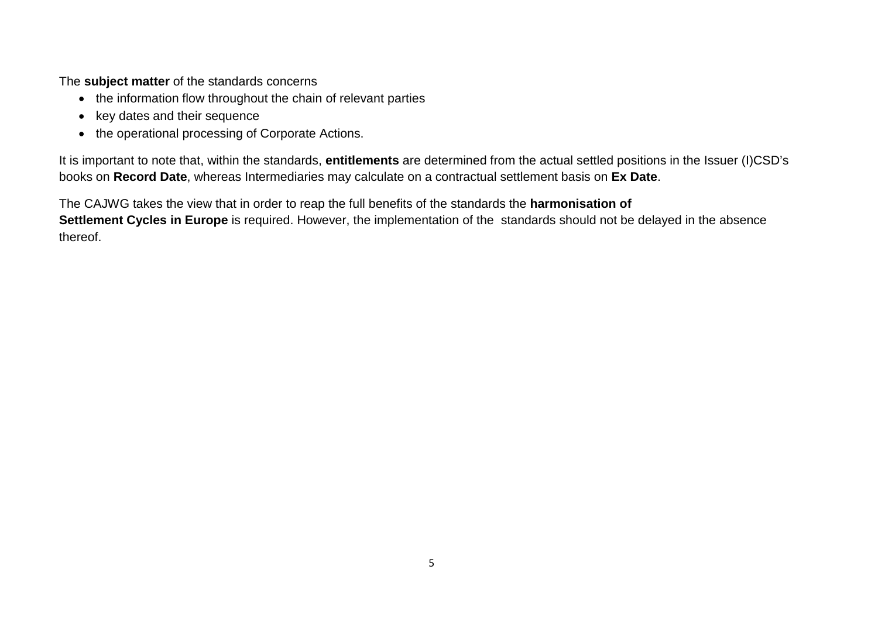The **subject matter** of the standards concerns

- the information flow throughout the chain of relevant parties
- key dates and their sequence
- the operational processing of Corporate Actions.

It is important to note that, within the standards, **entitlements** are determined from the actual settled positions in the Issuer (I)CSD's books on **Record Date**, whereas Intermediaries may calculate on a contractual settlement basis on **Ex Date**.

The CAJWG takes the view that in order to reap the full benefits of the standards the **harmonisation of Settlement Cycles in Europe** is required. However, the implementation of the standards should not be delayed in the absence thereof.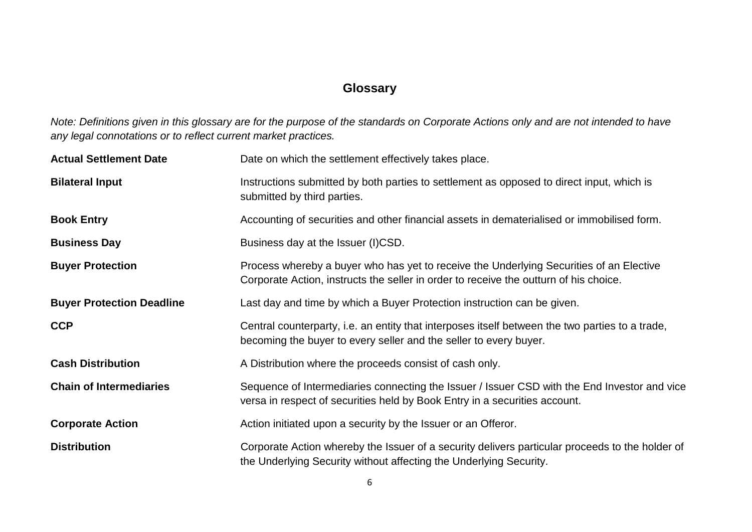## Glossary

*Note: Definitions given in this glossary are for the purpose of the standards on Corporate Actions only and are not intended to have any legal connotations or to reflect current market practices.*

| | |
|---|---|
| **Actual Settlement Date** | Date on which the settlement effectively takes place. |
| **Bilateral Input** | Instructions submitted by both parties to settlement as opposed to direct input, which is submitted by third parties. |
| **Book Entry** | Accounting of securities and other financial assets in dematerialised or immobilised form. |
| **Business Day** | Business day at the Issuer (I)CSD. |
| **Buyer Protection** | Process whereby a buyer who has yet to receive the Underlying Securities of an Elective Corporate Action, instructs the seller in order to receive the outturn of his choice. |
| **Buyer Protection Deadline** | Last day and time by which a Buyer Protection instruction can be given. |
| **CCP** | Central counterparty, i.e. an entity that interposes itself between the two parties to a trade, becoming the buyer to every seller and the seller to every buyer. |
| **Cash Distribution** | A Distribution where the proceeds consist of cash only. |
| **Chain of Intermediaries** | Sequence of Intermediaries connecting the Issuer / Issuer CSD with the End Investor and vice versa in respect of securities held by Book Entry in a securities account. |
| **Corporate Action** | Action initiated upon a security by the Issuer or an Offeror. |
| **Distribution** | Corporate Action whereby the Issuer of a security delivers particular proceeds to the holder of the Underlying Security without affecting the Underlying Security. |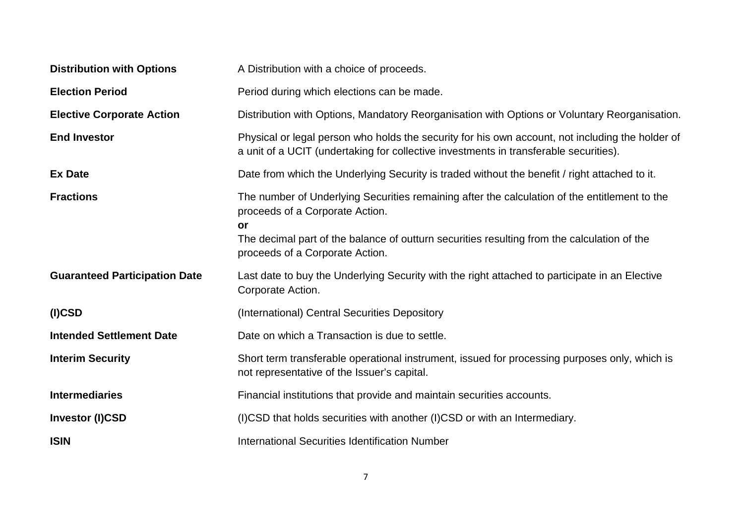| | |
|---|---|
| **Distribution with Options** | A Distribution with a choice of proceeds. |
| **Election Period** | Period during which elections can be made. |
| **Elective Corporate Action** | Distribution with Options, Mandatory Reorganisation with Options or Voluntary Reorganisation. |
| **End Investor** | Physical or legal person who holds the security for his own account, not including the holder of a unit of a UCIT (undertaking for collective investments in transferable securities). |
| **Ex Date** | Date from which the Underlying Security is traded without the benefit / right attached to it. |
| **Fractions** | The number of Underlying Securities remaining after the calculation of the entitlement to the proceeds of a Corporate Action.<br>**or**<br>The decimal part of the balance of outturn securities resulting from the calculation of the proceeds of a Corporate Action. |
| **Guaranteed Participation Date** | Last date to buy the Underlying Security with the right attached to participate in an Elective Corporate Action. |
| **(I)CSD** | (International) Central Securities Depository |
| **Intended Settlement Date** | Date on which a Transaction is due to settle. |
| **Interim Security** | Short term transferable operational instrument, issued for processing purposes only, which is not representative of the Issuer's capital. |
| **Intermediaries** | Financial institutions that provide and maintain securities accounts. |
| **Investor (I)CSD** | (I)CSD that holds securities with another (I)CSD or with an Intermediary. |
| **ISIN** | International Securities Identification Number |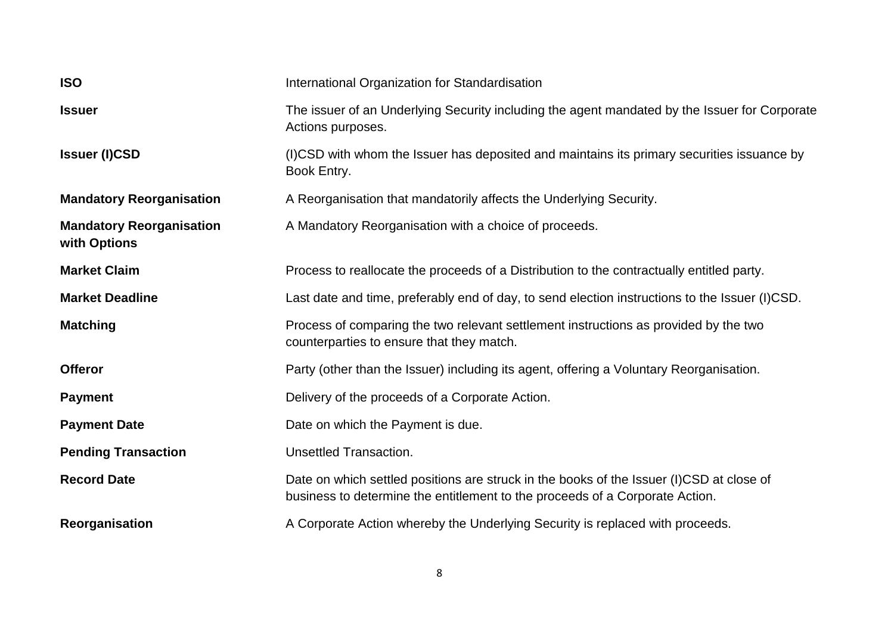| | |
|---|---|
| **ISO** | International Organization for Standardisation |
| **Issuer** | The issuer of an Underlying Security including the agent mandated by the Issuer for Corporate Actions purposes. |
| **Issuer (I)CSD** | (I)CSD with whom the Issuer has deposited and maintains its primary securities issuance by Book Entry. |
| **Mandatory Reorganisation** | A Reorganisation that mandatorily affects the Underlying Security. |
| **Mandatory Reorganisation with Options** | A Mandatory Reorganisation with a choice of proceeds. |
| **Market Claim** | Process to reallocate the proceeds of a Distribution to the contractually entitled party. |
| **Market Deadline** | Last date and time, preferably end of day, to send election instructions to the Issuer (I)CSD. |
| **Matching** | Process of comparing the two relevant settlement instructions as provided by the two counterparties to ensure that they match. |
| **Offeror** | Party (other than the Issuer) including its agent, offering a Voluntary Reorganisation. |
| **Payment** | Delivery of the proceeds of a Corporate Action. |
| **Payment Date** | Date on which the Payment is due. |
| **Pending Transaction** | Unsettled Transaction. |
| **Record Date** | Date on which settled positions are struck in the books of the Issuer (I)CSD at close of business to determine the entitlement to the proceeds of a Corporate Action. |
| **Reorganisation** | A Corporate Action whereby the Underlying Security is replaced with proceeds. |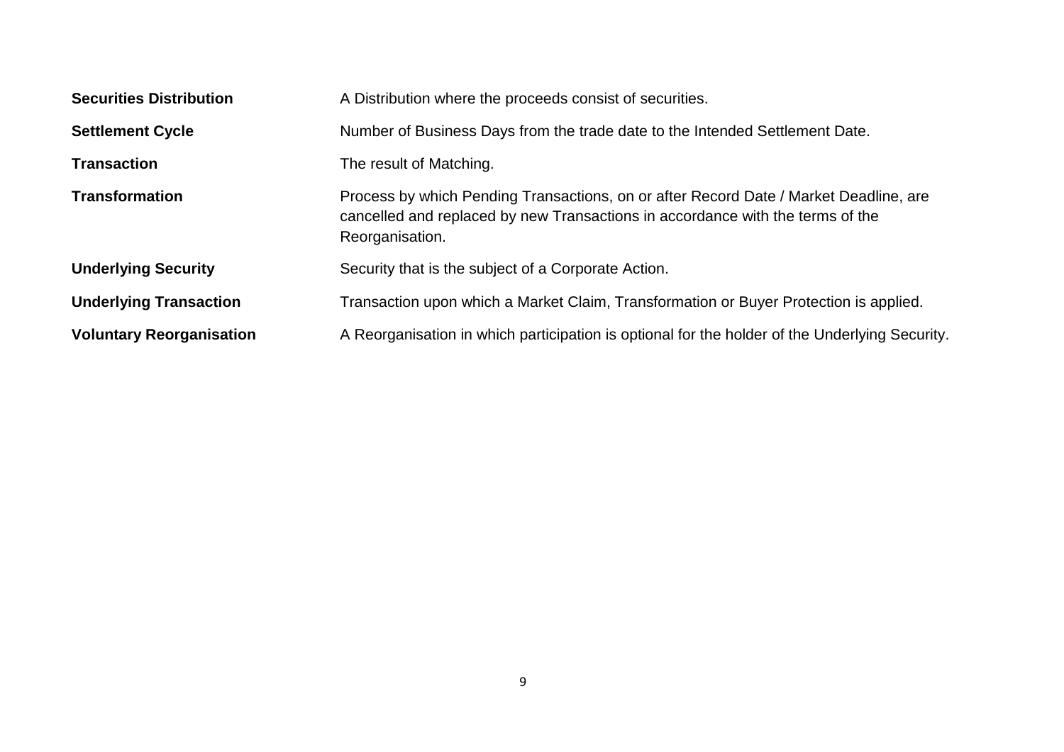| | |
|---|---|
| **Securities Distribution** | A Distribution where the proceeds consist of securities. |
| **Settlement Cycle** | Number of Business Days from the trade date to the Intended Settlement Date. |
| **Transaction** | The result of Matching. |
| **Transformation** | Process by which Pending Transactions, on or after Record Date / Market Deadline, are cancelled and replaced by new Transactions in accordance with the terms of the Reorganisation. |
| **Underlying Security** | Security that is the subject of a Corporate Action. |
| **Underlying Transaction** | Transaction upon which a Market Claim, Transformation or Buyer Protection is applied. |
| **Voluntary Reorganisation** | A Reorganisation in which participation is optional for the holder of the Underlying Security. |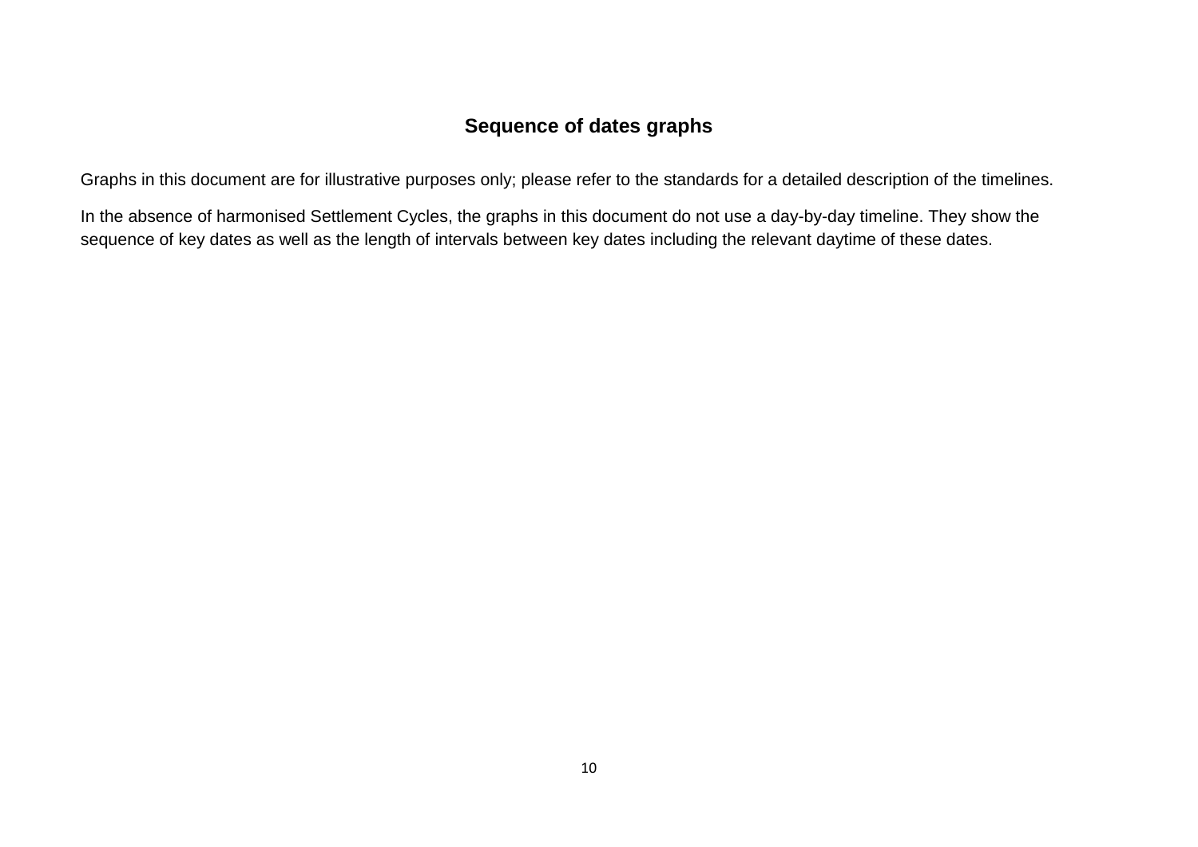## Sequence of dates graphs

Graphs in this document are for illustrative purposes only; please refer to the standards for a detailed description of the timelines.

In the absence of harmonised Settlement Cycles, the graphs in this document do not use a day-by-day timeline. They show the sequence of key dates as well as the length of intervals between key dates including the relevant daytime of these dates.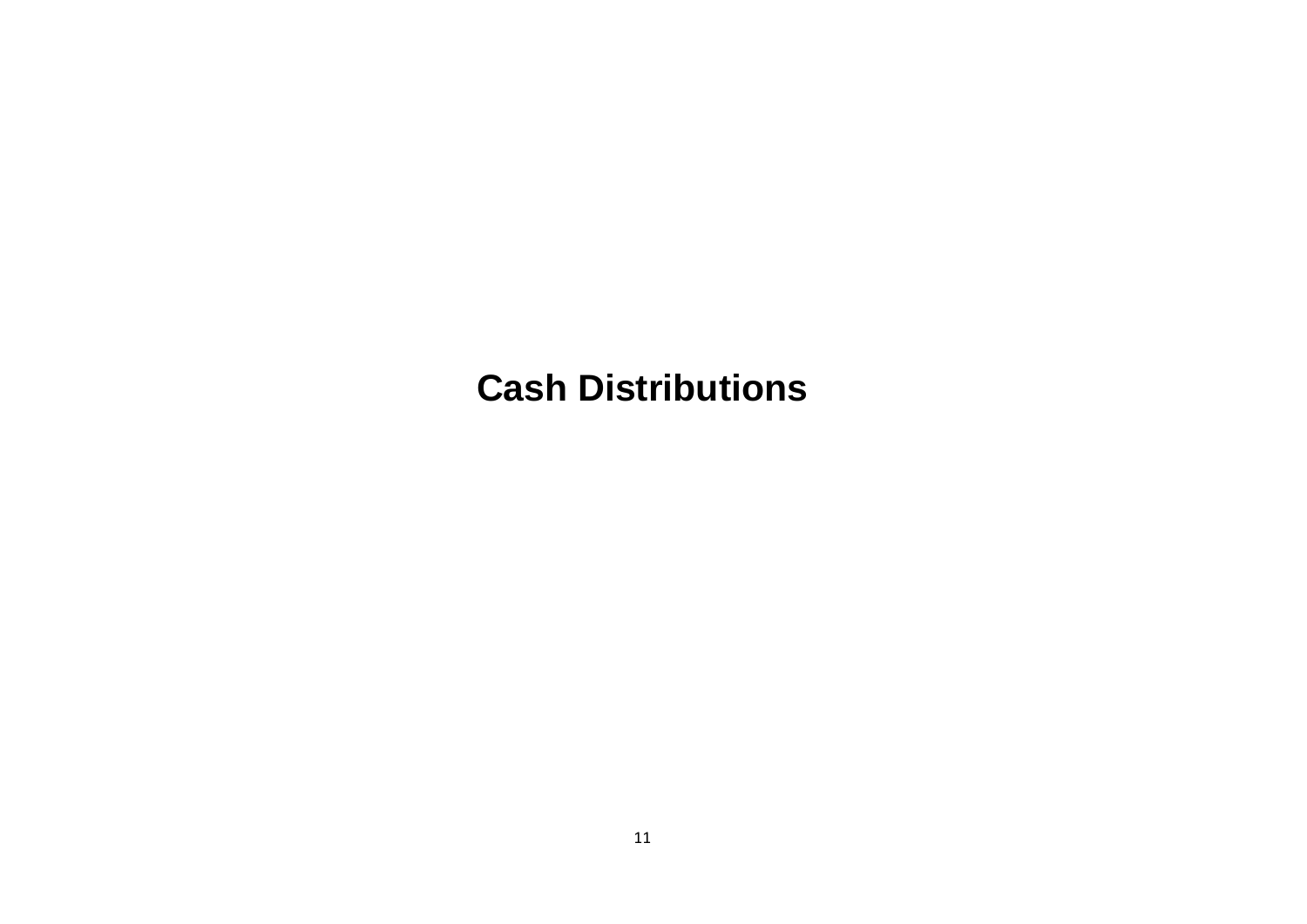# Cash Distributions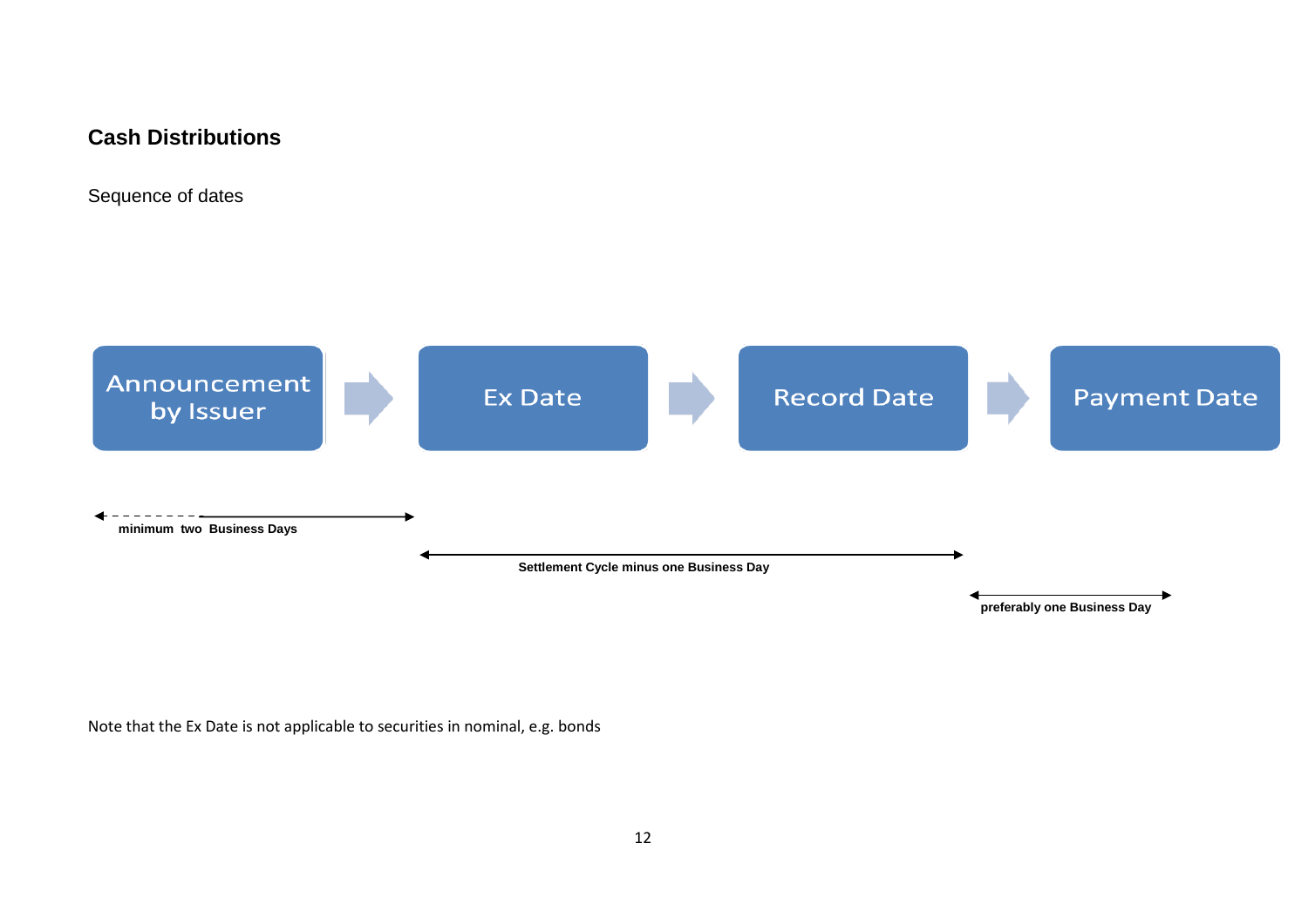## Cash Distributions

Sequence of dates

Announcement by Issuer → Ex Date → Record Date → Payment Date

minimum two Business Days

Settlement Cycle minus one Business Day

preferably one Business Day

Note that the Ex Date is not applicable to securities in nominal, e.g. bonds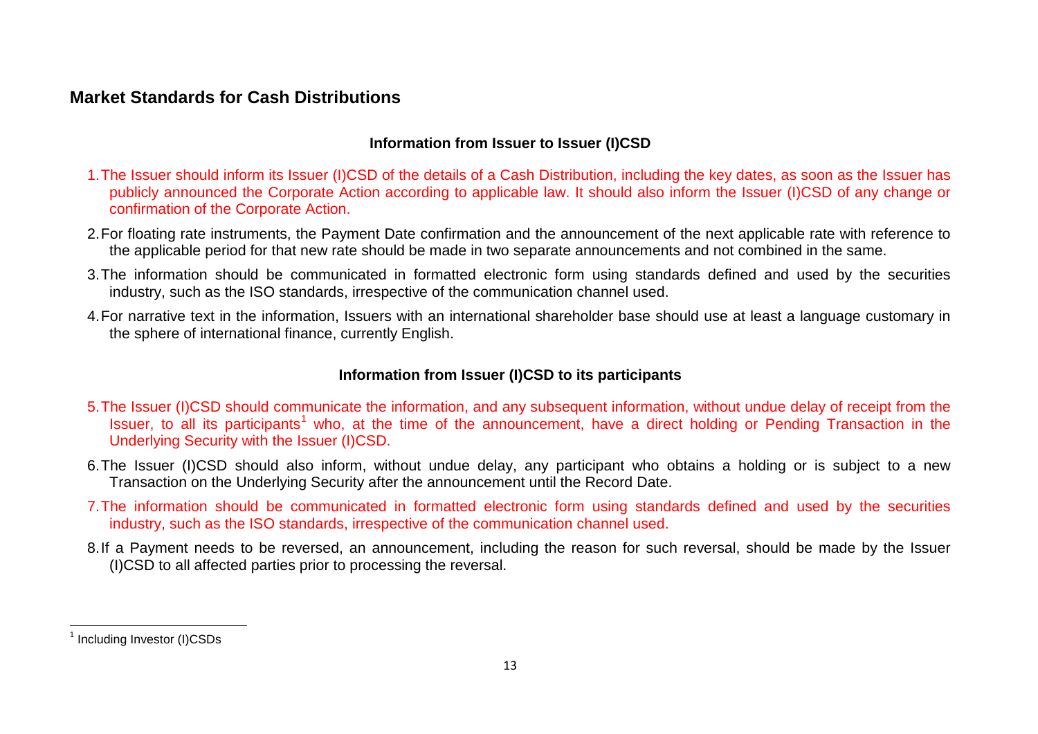## Market Standards for Cash Distributions

### Information from Issuer to Issuer (I)CSD

1. The Issuer should inform its Issuer (I)CSD of the details of a Cash Distribution, including the key dates, as soon as the Issuer has publicly announced the Corporate Action according to applicable law. It should also inform the Issuer (I)CSD of any change or confirmation of the Corporate Action.
2. For floating rate instruments, the Payment Date confirmation and the announcement of the next applicable rate with reference to the applicable period for that new rate should be made in two separate announcements and not combined in the same.
3. The information should be communicated in formatted electronic form using standards defined and used by the securities industry, such as the ISO standards, irrespective of the communication channel used.
4. For narrative text in the information, Issuers with an international shareholder base should use at least a language customary in the sphere of international finance, currently English.

### Information from Issuer (I)CSD to its participants

5. The Issuer (I)CSD should communicate the information, and any subsequent information, without undue delay of receipt from the Issuer, to all its participants[1] who, at the time of the announcement, have a direct holding or Pending Transaction in the Underlying Security with the Issuer (I)CSD.
6. The Issuer (I)CSD should also inform, without undue delay, any participant who obtains a holding or is subject to a new Transaction on the Underlying Security after the announcement until the Record Date.
7. The information should be communicated in formatted electronic form using standards defined and used by the securities industry, such as the ISO standards, irrespective of the communication channel used.
8. If a Payment needs to be reversed, an announcement, including the reason for such reversal, should be made by the Issuer (I)CSD to all affected parties prior to processing the reversal.

[1] Including Investor (I)CSDs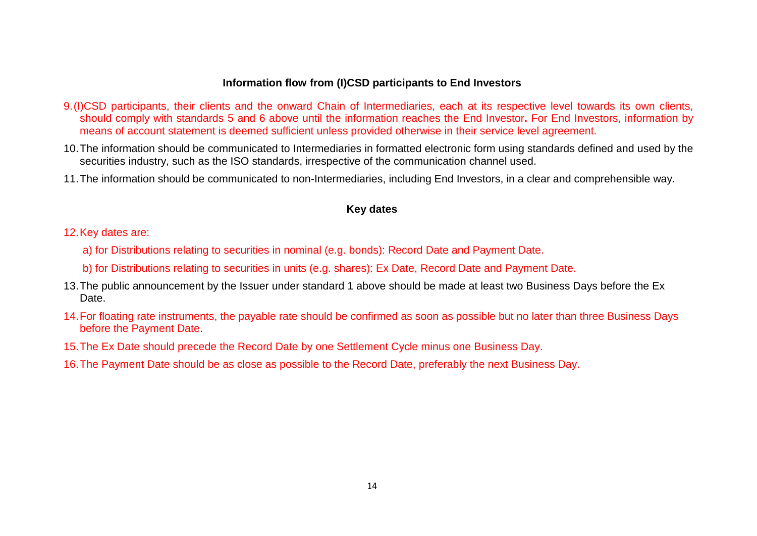### Information flow from (I)CSD participants to End Investors

9. (I)CSD participants, their clients and the onward Chain of Intermediaries, each at its respective level towards its own clients, should comply with standards 5 and 6 above until the information reaches the End Investor**.** For End Investors, information by means of account statement is deemed sufficient unless provided otherwise in their service level agreement.

10. The information should be communicated to Intermediaries in formatted electronic form using standards defined and used by the securities industry, such as the ISO standards, irrespective of the communication channel used.

11. The information should be communicated to non-Intermediaries, including End Investors, in a clear and comprehensible way.

### Key dates

12. Key dates are:

    a) for Distributions relating to securities in nominal (e.g. bonds): Record Date and Payment Date.

    b) for Distributions relating to securities in units (e.g. shares): Ex Date, Record Date and Payment Date.

13. The public announcement by the Issuer under standard 1 above should be made at least two Business Days before the Ex Date.

14. For floating rate instruments, the payable rate should be confirmed as soon as possible but no later than three Business Days before the Payment Date.

15. The Ex Date should precede the Record Date by one Settlement Cycle minus one Business Day.

16. The Payment Date should be as close as possible to the Record Date, preferably the next Business Day.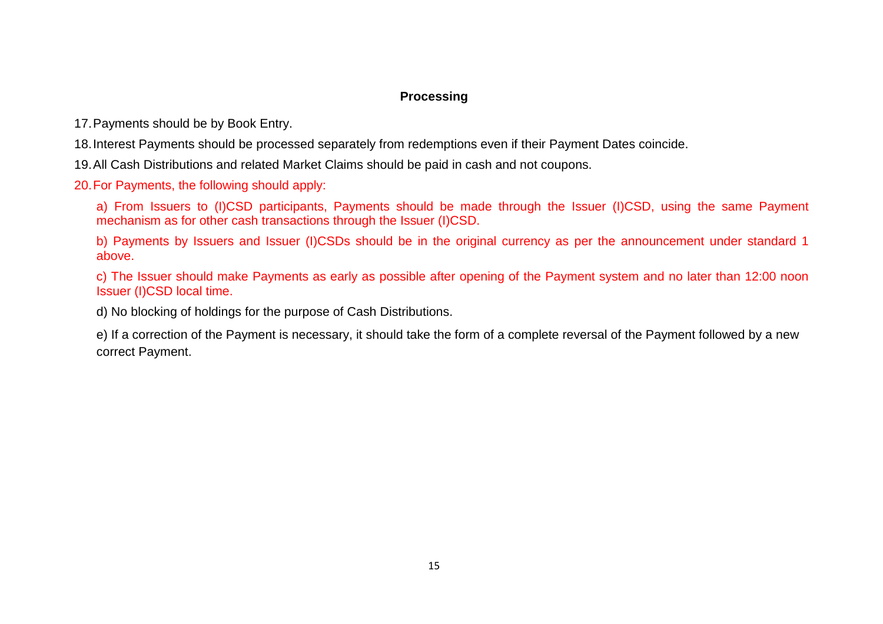## Processing

17. Payments should be by Book Entry.

18. Interest Payments should be processed separately from redemptions even if their Payment Dates coincide.

19. All Cash Distributions and related Market Claims should be paid in cash and not coupons.

20. For Payments, the following should apply:

    a) From Issuers to (I)CSD participants, Payments should be made through the Issuer (I)CSD, using the same Payment mechanism as for other cash transactions through the Issuer (I)CSD.

    b) Payments by Issuers and Issuer (I)CSDs should be in the original currency as per the announcement under standard 1 above.

    c) The Issuer should make Payments as early as possible after opening of the Payment system and no later than 12:00 noon Issuer (I)CSD local time.

    d) No blocking of holdings for the purpose of Cash Distributions.

    e) If a correction of the Payment is necessary, it should take the form of a complete reversal of the Payment followed by a new correct Payment.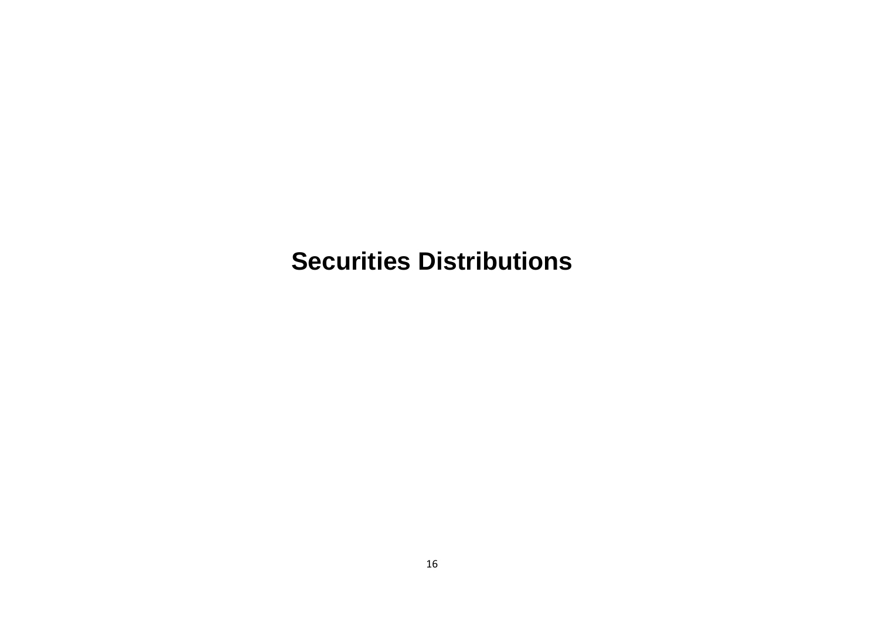# Securities Distributions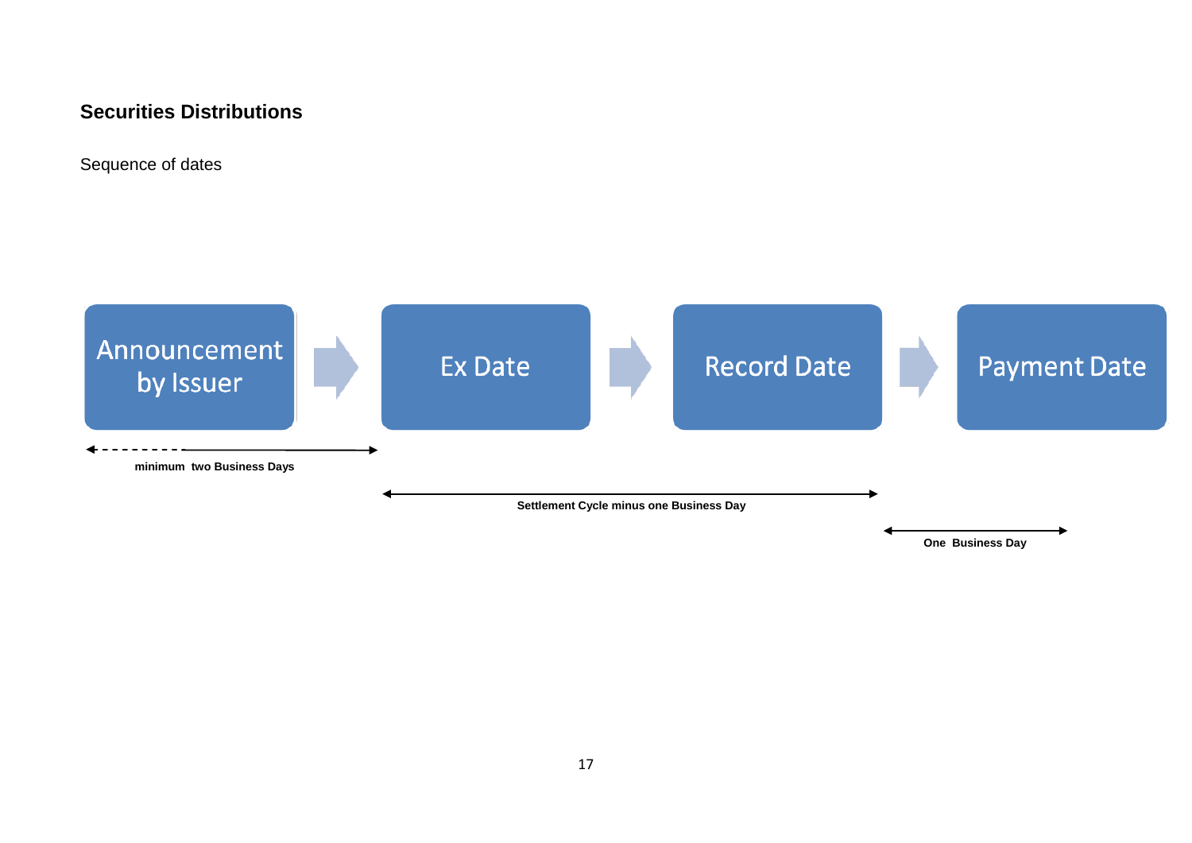### Securities Distributions

Sequence of dates

Announcement by Issuer → Ex Date → Record Date → Payment Date

**minimum two Business Days**

**Settlement Cycle minus one Business Day**

**One Business Day**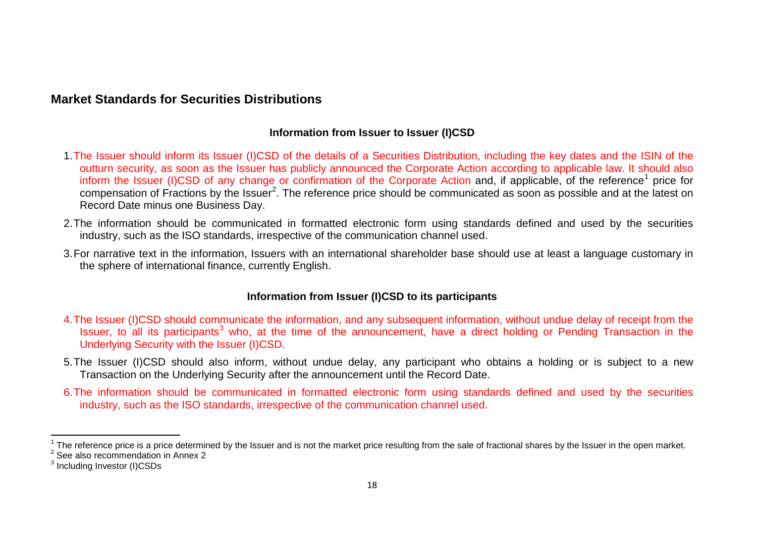## Market Standards for Securities Distributions

### Information from Issuer to Issuer (I)CSD

1. The Issuer should inform its Issuer (I)CSD of the details of a Securities Distribution, including the key dates and the ISIN of the outturn security, as soon as the Issuer has publicly announced the Corporate Action according to applicable law. It should also inform the Issuer (I)CSD of any change or confirmation of the Corporate Action and, if applicable, of the reference[1] price for compensation of Fractions by the Issuer[2]. The reference price should be communicated as soon as possible and at the latest on Record Date minus one Business Day.
2. The information should be communicated in formatted electronic form using standards defined and used by the securities industry, such as the ISO standards, irrespective of the communication channel used.
3. For narrative text in the information, Issuers with an international shareholder base should use at least a language customary in the sphere of international finance, currently English.

### Information from Issuer (I)CSD to its participants

4. The Issuer (I)CSD should communicate the information, and any subsequent information, without undue delay of receipt from the Issuer, to all its participants[3] who, at the time of the announcement, have a direct holding or Pending Transaction in the Underlying Security with the Issuer (I)CSD.
5. The Issuer (I)CSD should also inform, without undue delay, any participant who obtains a holding or is subject to a new Transaction on the Underlying Security after the announcement until the Record Date.
6. The information should be communicated in formatted electronic form using standards defined and used by the securities industry, such as the ISO standards, irrespective of the communication channel used.

---

[1] The reference price is a price determined by the Issuer and is not the market price resulting from the sale of fractional shares by the Issuer in the open market.

[2] See also recommendation in Annex 2

[3] Including Investor (I)CSDs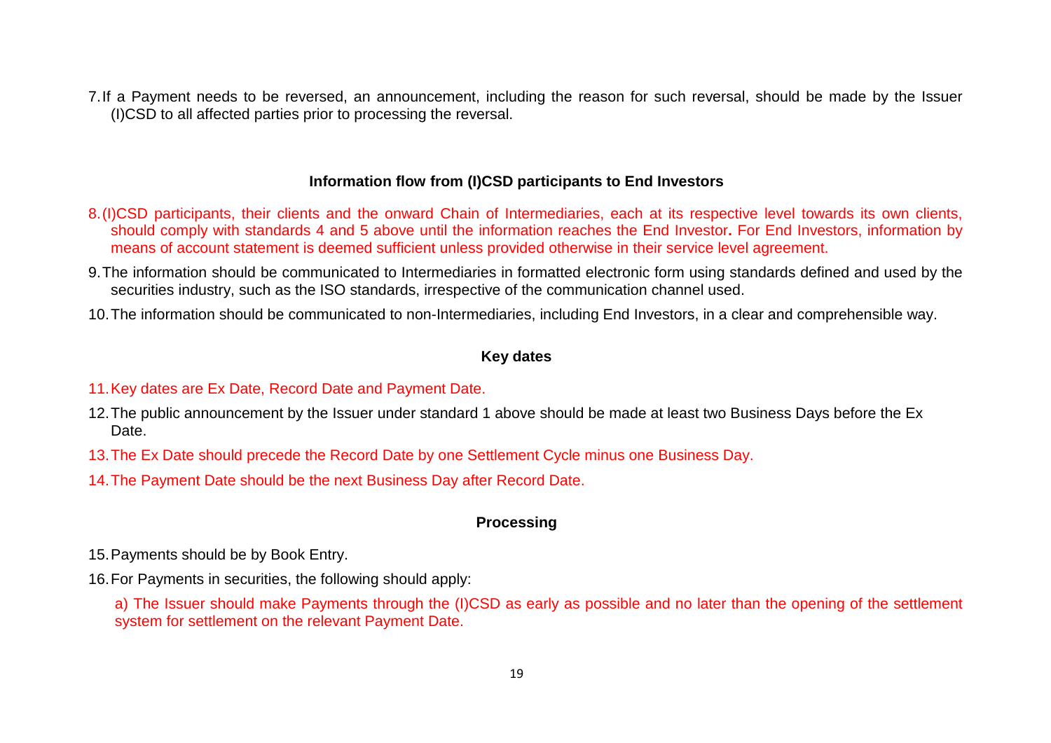7. If a Payment needs to be reversed, an announcement, including the reason for such reversal, should be made by the Issuer (I)CSD to all affected parties prior to processing the reversal.

### Information flow from (I)CSD participants to End Investors

8. (I)CSD participants, their clients and the onward Chain of Intermediaries, each at its respective level towards its own clients, should comply with standards 4 and 5 above until the information reaches the End Investor**.** For End Investors, information by means of account statement is deemed sufficient unless provided otherwise in their service level agreement.

9. The information should be communicated to Intermediaries in formatted electronic form using standards defined and used by the securities industry, such as the ISO standards, irrespective of the communication channel used.

10. The information should be communicated to non-Intermediaries, including End Investors, in a clear and comprehensible way.

### Key dates

11. Key dates are Ex Date, Record Date and Payment Date.

12. The public announcement by the Issuer under standard 1 above should be made at least two Business Days before the Ex Date.

13. The Ex Date should precede the Record Date by one Settlement Cycle minus one Business Day.

14. The Payment Date should be the next Business Day after Record Date.

### Processing

15. Payments should be by Book Entry.

16. For Payments in securities, the following should apply:

    a) The Issuer should make Payments through the (I)CSD as early as possible and no later than the opening of the settlement system for settlement on the relevant Payment Date.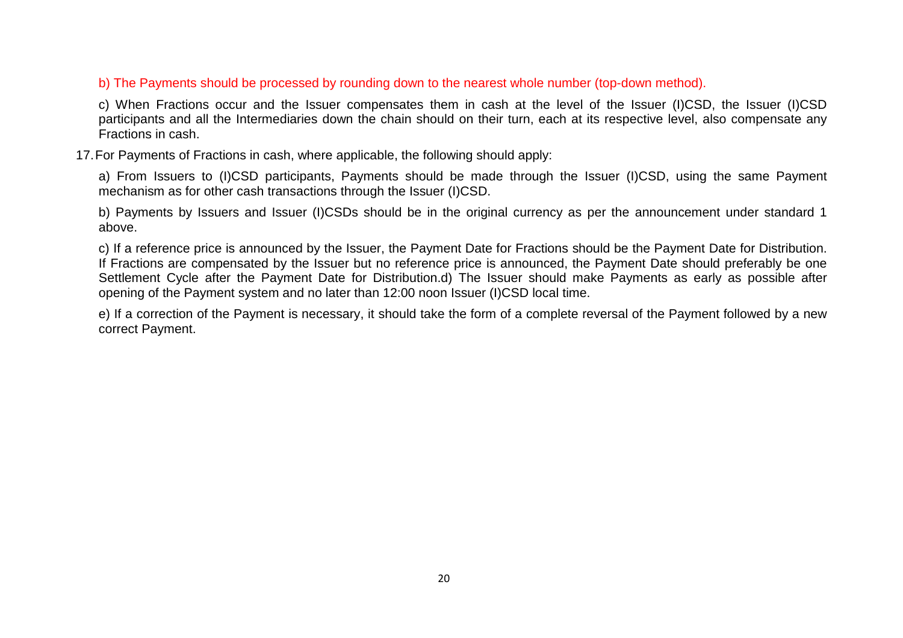b) The Payments should be processed by rounding down to the nearest whole number (top-down method).

c) When Fractions occur and the Issuer compensates them in cash at the level of the Issuer (I)CSD, the Issuer (I)CSD participants and all the Intermediaries down the chain should on their turn, each at its respective level, also compensate any Fractions in cash.

17. For Payments of Fractions in cash, where applicable, the following should apply:

a) From Issuers to (I)CSD participants, Payments should be made through the Issuer (I)CSD, using the same Payment mechanism as for other cash transactions through the Issuer (I)CSD.

b) Payments by Issuers and Issuer (I)CSDs should be in the original currency as per the announcement under standard 1 above.

c) If a reference price is announced by the Issuer, the Payment Date for Fractions should be the Payment Date for Distribution. If Fractions are compensated by the Issuer but no reference price is announced, the Payment Date should preferably be one Settlement Cycle after the Payment Date for Distribution.d) The Issuer should make Payments as early as possible after opening of the Payment system and no later than 12:00 noon Issuer (I)CSD local time.

e) If a correction of the Payment is necessary, it should take the form of a complete reversal of the Payment followed by a new correct Payment.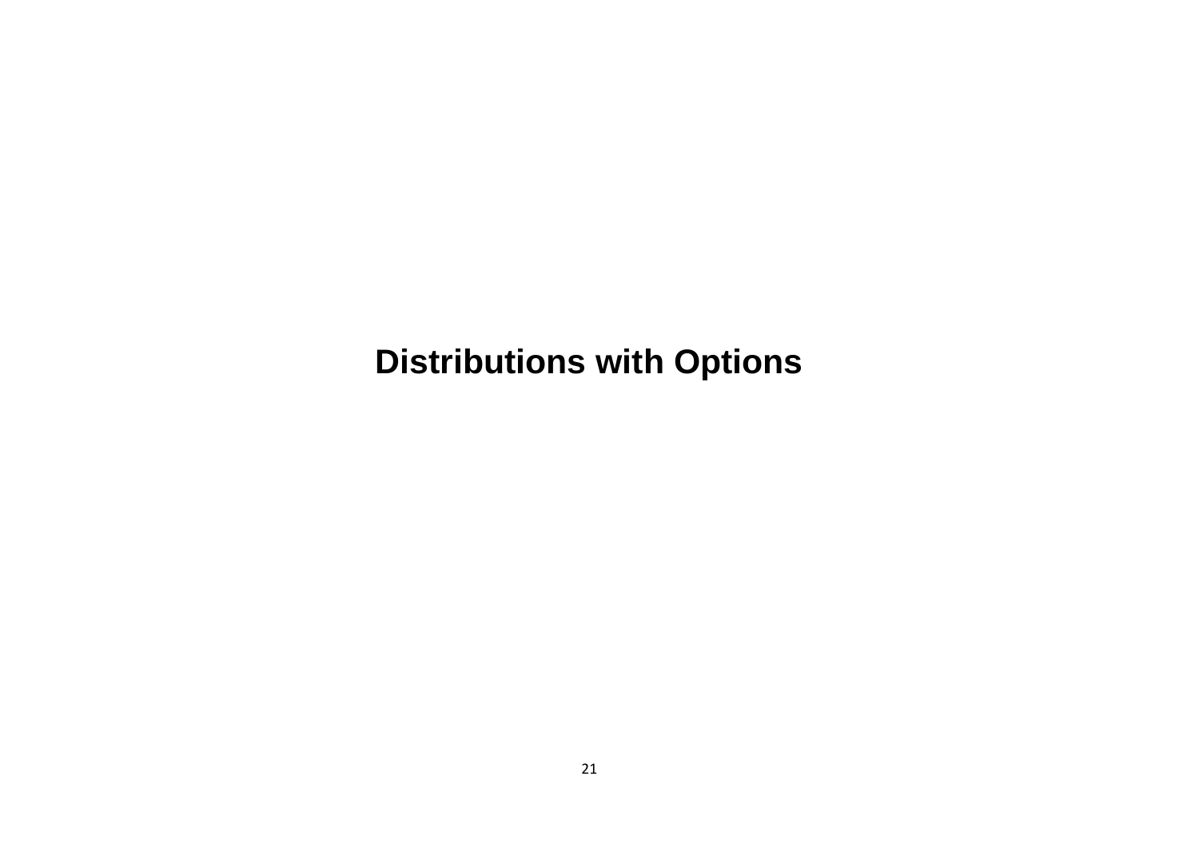# Distributions with Options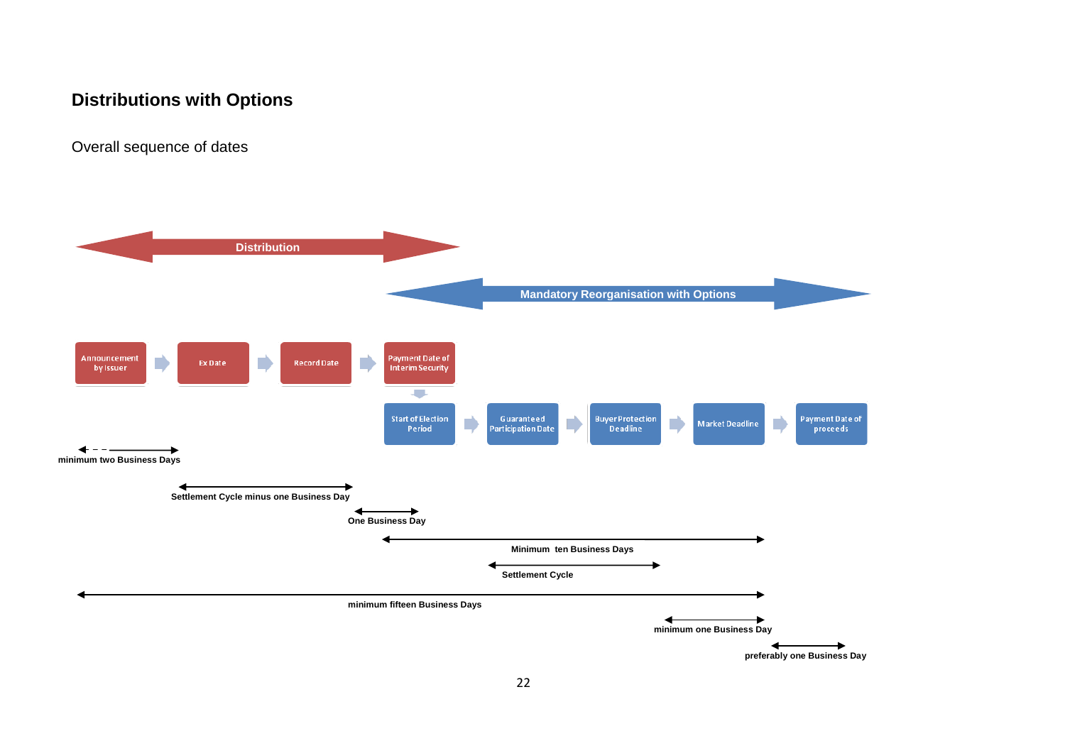## Distributions with Options

Overall sequence of dates

Distribution

Mandatory Reorganisation with Options

Announcement by Issuer → Ex Date → Record Date → Payment Date of Interim Security

Start of Election Period → Guaranteed Participation Date → Buyer Protection Deadline → Market Deadline → Payment Date of proceeds

minimum two Business Days

Settlement Cycle minus one Business Day

One Business Day

Minimum ten Business Days

Settlement Cycle

minimum fifteen Business Days

minimum one Business Day

preferably one Business Day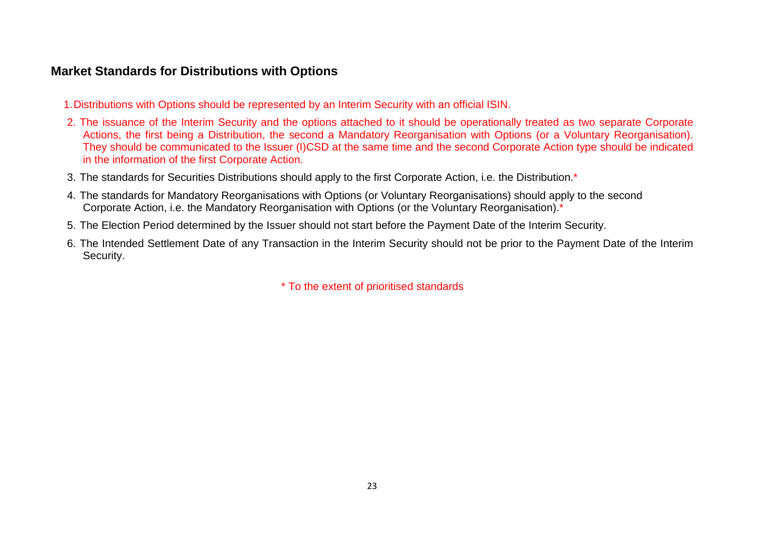## Market Standards for Distributions with Options

1. Distributions with Options should be represented by an Interim Security with an official ISIN.
2. The issuance of the Interim Security and the options attached to it should be operationally treated as two separate Corporate Actions, the first being a Distribution, the second a Mandatory Reorganisation with Options (or a Voluntary Reorganisation). They should be communicated to the Issuer (I)CSD at the same time and the second Corporate Action type should be indicated in the information of the first Corporate Action.
3. The standards for Securities Distributions should apply to the first Corporate Action, i.e. the Distribution.*
4. The standards for Mandatory Reorganisations with Options (or Voluntary Reorganisations) should apply to the second Corporate Action, i.e. the Mandatory Reorganisation with Options (or the Voluntary Reorganisation).*
5. The Election Period determined by the Issuer should not start before the Payment Date of the Interim Security.
6. The Intended Settlement Date of any Transaction in the Interim Security should not be prior to the Payment Date of the Interim Security.

* To the extent of prioritised standards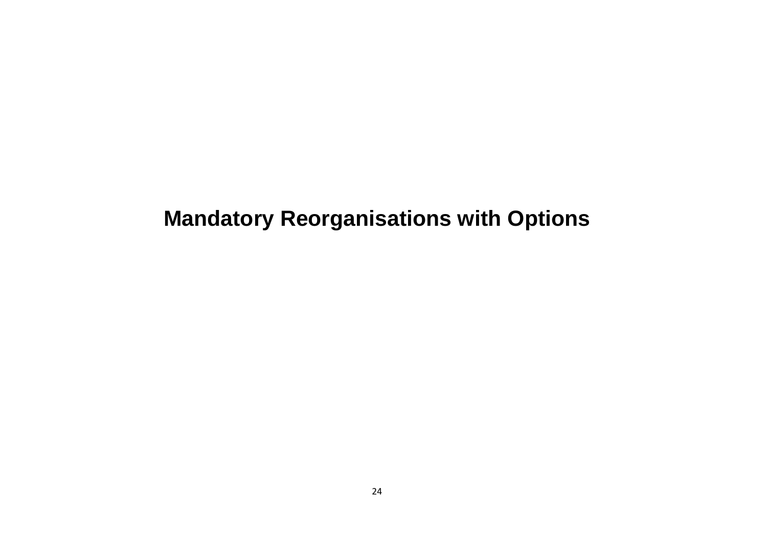# Mandatory Reorganisations with Options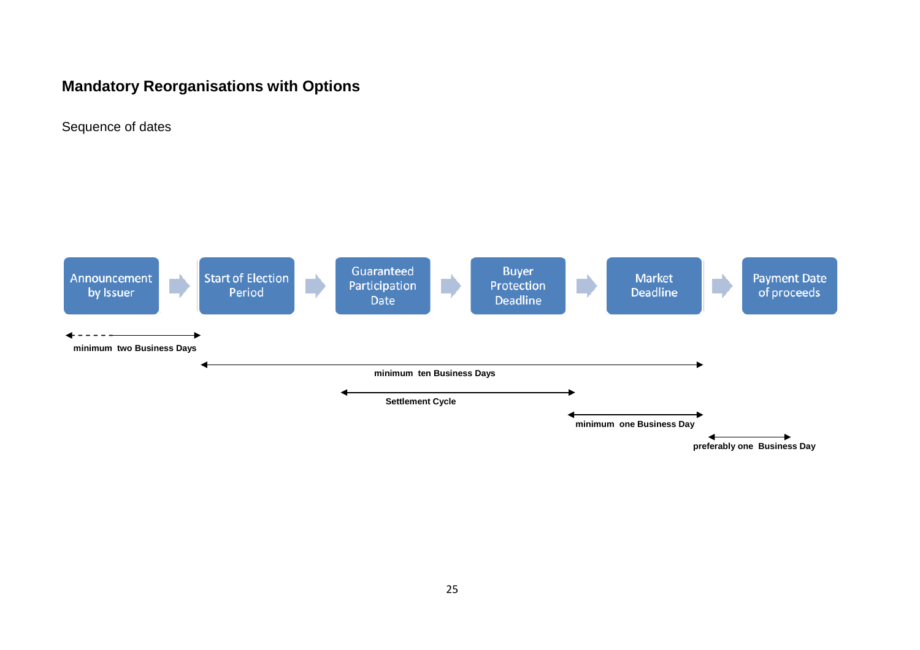## Mandatory Reorganisations with Options

Sequence of dates

Announcement by Issuer → Start of Election Period → Guaranteed Participation Date → Buyer Protection Deadline → Market Deadline → Payment Date of proceeds

- Announcement by Issuer to Start of Election Period: minimum two Business Days
- Start of Election Period to Market Deadline: minimum ten Business Days
- Guaranteed Participation Date to Buyer Protection Deadline: Settlement Cycle
- Buyer Protection Deadline to Market Deadline: minimum one Business Day
- Market Deadline to Payment Date of proceeds: preferably one Business Day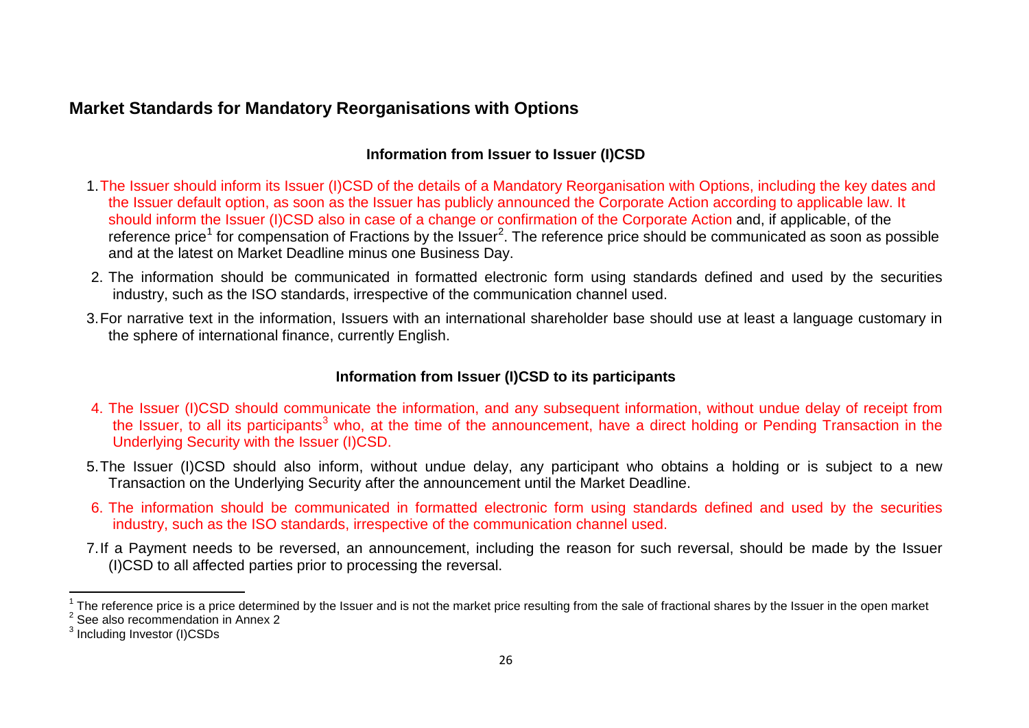## Market Standards for Mandatory Reorganisations with Options

### Information from Issuer to Issuer (I)CSD

1. The Issuer should inform its Issuer (I)CSD of the details of a Mandatory Reorganisation with Options, including the key dates and the Issuer default option, as soon as the Issuer has publicly announced the Corporate Action according to applicable law. It should inform the Issuer (I)CSD also in case of a change or confirmation of the Corporate Action and, if applicable, of the reference price[1] for compensation of Fractions by the Issuer[2]. The reference price should be communicated as soon as possible and at the latest on Market Deadline minus one Business Day.
2. The information should be communicated in formatted electronic form using standards defined and used by the securities industry, such as the ISO standards, irrespective of the communication channel used.
3. For narrative text in the information, Issuers with an international shareholder base should use at least a language customary in the sphere of international finance, currently English.

### Information from Issuer (I)CSD to its participants

4. The Issuer (I)CSD should communicate the information, and any subsequent information, without undue delay of receipt from the Issuer, to all its participants[3] who, at the time of the announcement, have a direct holding or Pending Transaction in the Underlying Security with the Issuer (I)CSD.
5. The Issuer (I)CSD should also inform, without undue delay, any participant who obtains a holding or is subject to a new Transaction on the Underlying Security after the announcement until the Market Deadline.
6. The information should be communicated in formatted electronic form using standards defined and used by the securities industry, such as the ISO standards, irrespective of the communication channel used.
7. If a Payment needs to be reversed, an announcement, including the reason for such reversal, should be made by the Issuer (I)CSD to all affected parties prior to processing the reversal.

---

[1] The reference price is a price determined by the Issuer and is not the market price resulting from the sale of fractional shares by the Issuer in the open market

[2] See also recommendation in Annex 2

[3] Including Investor (I)CSDs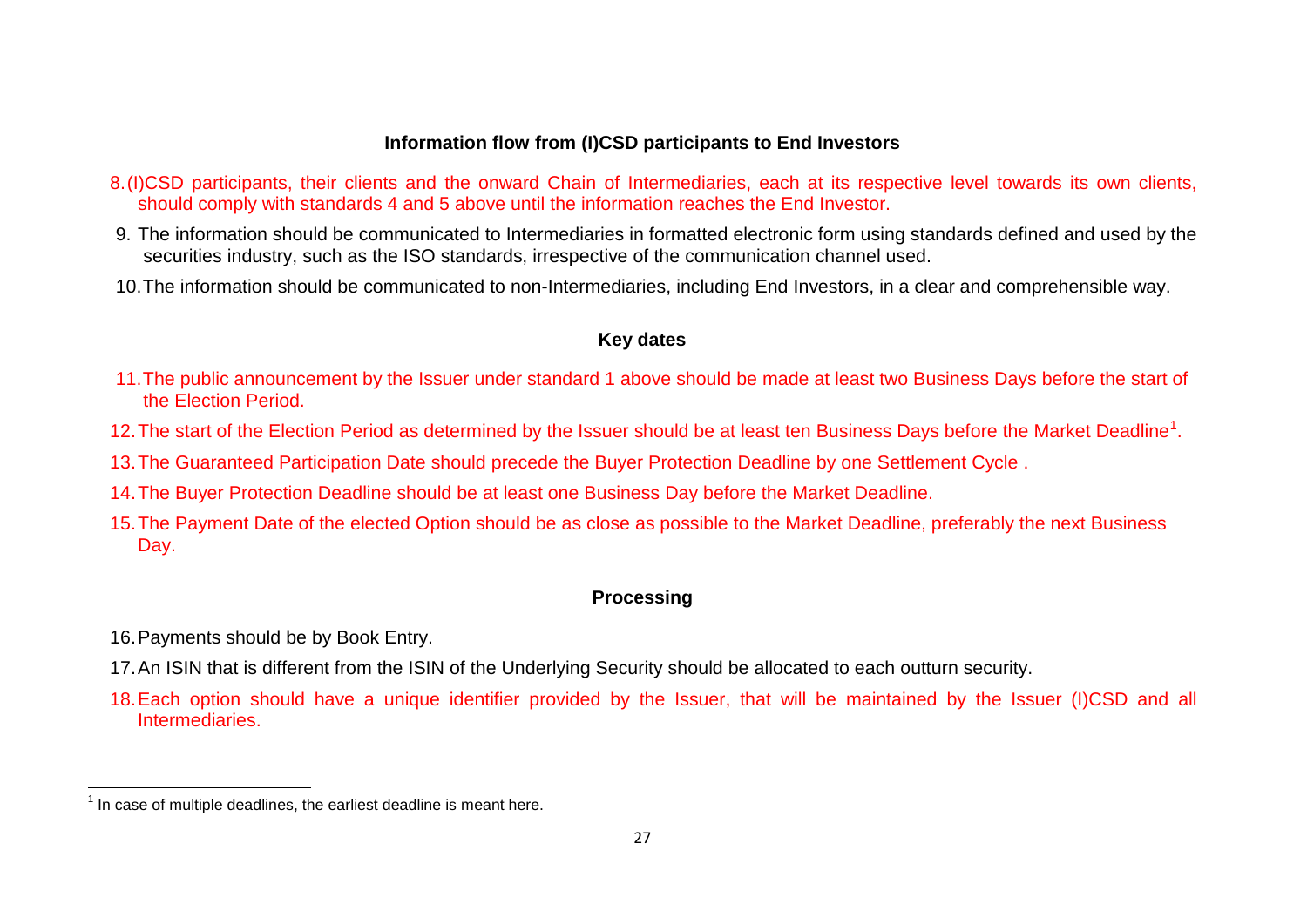**Information flow from (I)CSD participants to End Investors**

8. (I)CSD participants, their clients and the onward Chain of Intermediaries, each at its respective level towards its own clients, should comply with standards 4 and 5 above until the information reaches the End Investor.
9. The information should be communicated to Intermediaries in formatted electronic form using standards defined and used by the securities industry, such as the ISO standards, irrespective of the communication channel used.
10. The information should be communicated to non-Intermediaries, including End Investors, in a clear and comprehensible way.

**Key dates**

11. The public announcement by the Issuer under standard 1 above should be made at least two Business Days before the start of the Election Period.
12. The start of the Election Period as determined by the Issuer should be at least ten Business Days before the Market Deadline[1].
13. The Guaranteed Participation Date should precede the Buyer Protection Deadline by one Settlement Cycle .
14. The Buyer Protection Deadline should be at least one Business Day before the Market Deadline.
15. The Payment Date of the elected Option should be as close as possible to the Market Deadline, preferably the next Business Day.

**Processing**

16. Payments should be by Book Entry.
17. An ISIN that is different from the ISIN of the Underlying Security should be allocated to each outturn security.
18. Each option should have a unique identifier provided by the Issuer, that will be maintained by the Issuer (I)CSD and all Intermediaries.

[1] In case of multiple deadlines, the earliest deadline is meant here.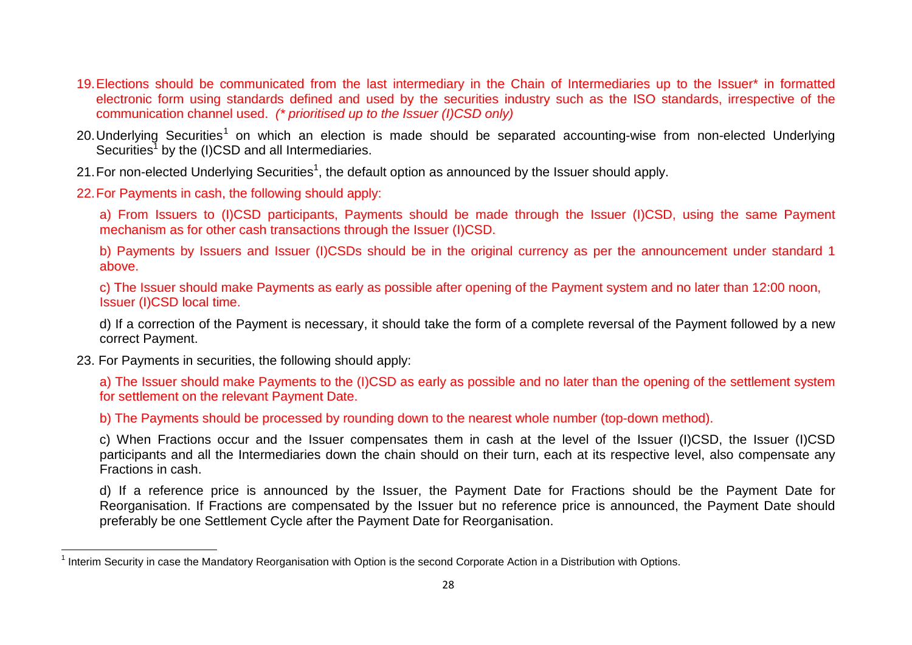19. Elections should be communicated from the last intermediary in the Chain of Intermediaries up to the Issuer* in formatted electronic form using standards defined and used by the securities industry such as the ISO standards, irrespective of the communication channel used. *(* prioritised up to the Issuer (I)CSD only)*

20. Underlying Securities[1] on which an election is made should be separated accounting-wise from non-elected Underlying Securities[1] by the (I)CSD and all Intermediaries.

21. For non-elected Underlying Securities[1], the default option as announced by the Issuer should apply.

22. For Payments in cash, the following should apply:

    a) From Issuers to (I)CSD participants, Payments should be made through the Issuer (I)CSD, using the same Payment mechanism as for other cash transactions through the Issuer (I)CSD.

    b) Payments by Issuers and Issuer (I)CSDs should be in the original currency as per the announcement under standard 1 above.

    c) The Issuer should make Payments as early as possible after opening of the Payment system and no later than 12:00 noon, Issuer (I)CSD local time.

    d) If a correction of the Payment is necessary, it should take the form of a complete reversal of the Payment followed by a new correct Payment.

23. For Payments in securities, the following should apply:

    a) The Issuer should make Payments to the (I)CSD as early as possible and no later than the opening of the settlement system for settlement on the relevant Payment Date.

    b) The Payments should be processed by rounding down to the nearest whole number (top-down method).

    c) When Fractions occur and the Issuer compensates them in cash at the level of the Issuer (I)CSD, the Issuer (I)CSD participants and all the Intermediaries down the chain should on their turn, each at its respective level, also compensate any Fractions in cash.

    d) If a reference price is announced by the Issuer, the Payment Date for Fractions should be the Payment Date for Reorganisation. If Fractions are compensated by the Issuer but no reference price is announced, the Payment Date should preferably be one Settlement Cycle after the Payment Date for Reorganisation.

---

[1] Interim Security in case the Mandatory Reorganisation with Option is the second Corporate Action in a Distribution with Options.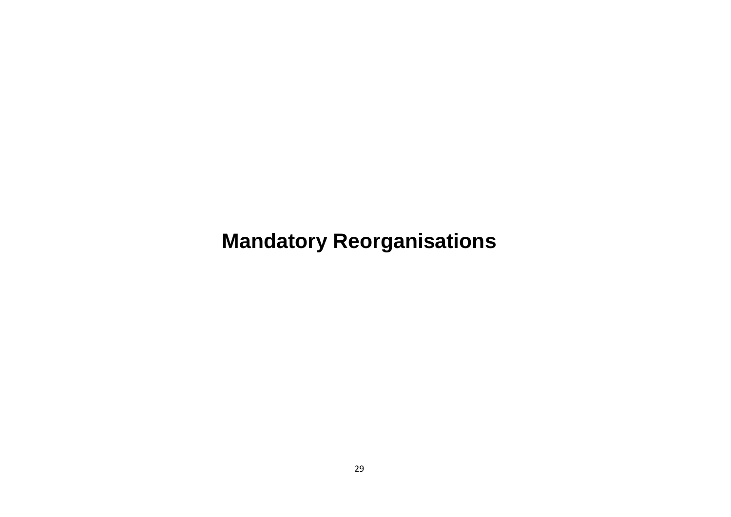# Mandatory Reorganisations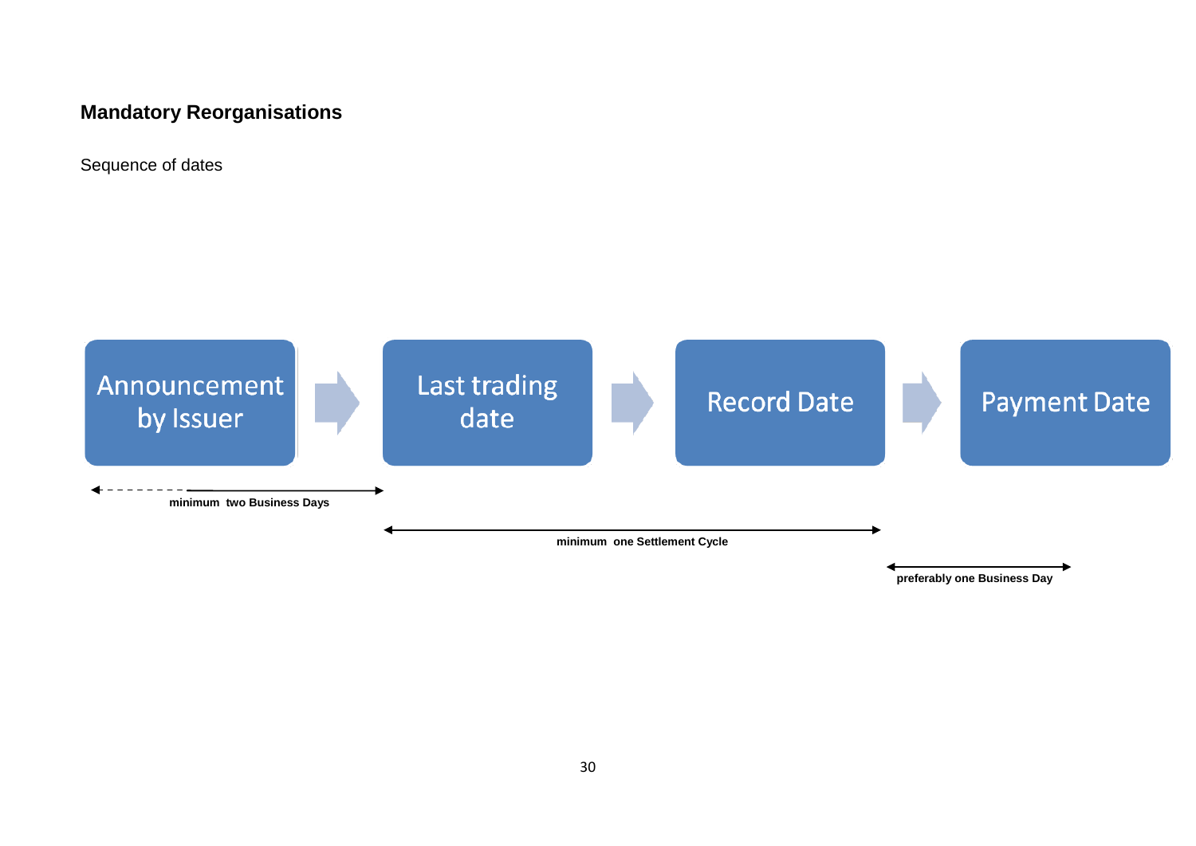**Mandatory Reorganisations**

Sequence of dates

Announcement by Issuer → Last trading date → Record Date → Payment Date

minimum two Business Days

minimum one Settlement Cycle

preferably one Business Day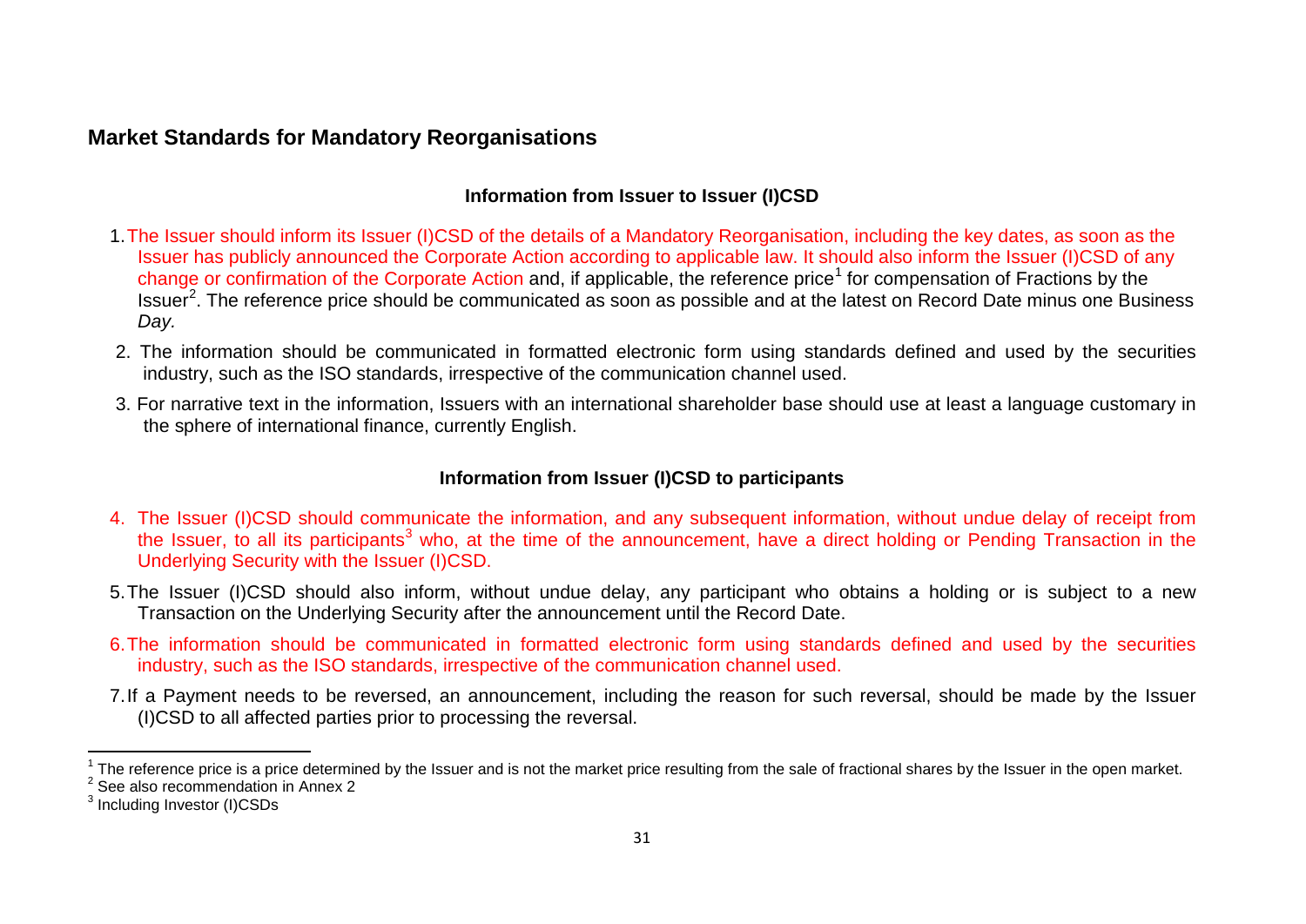## Market Standards for Mandatory Reorganisations

### Information from Issuer to Issuer (I)CSD

1. The Issuer should inform its Issuer (I)CSD of the details of a Mandatory Reorganisation, including the key dates, as soon as the Issuer has publicly announced the Corporate Action according to applicable law. It should also inform the Issuer (I)CSD of any change or confirmation of the Corporate Action and, if applicable, the reference price[1] for compensation of Fractions by the Issuer[2]. The reference price should be communicated as soon as possible and at the latest on Record Date minus one Business *Day.*

2. The information should be communicated in formatted electronic form using standards defined and used by the securities industry, such as the ISO standards, irrespective of the communication channel used.

3. For narrative text in the information, Issuers with an international shareholder base should use at least a language customary in the sphere of international finance, currently English.

### Information from Issuer (I)CSD to participants

4. The Issuer (I)CSD should communicate the information, and any subsequent information, without undue delay of receipt from the Issuer, to all its participants[3] who, at the time of the announcement, have a direct holding or Pending Transaction in the Underlying Security with the Issuer (I)CSD.

5. The Issuer (I)CSD should also inform, without undue delay, any participant who obtains a holding or is subject to a new Transaction on the Underlying Security after the announcement until the Record Date.

6. The information should be communicated in formatted electronic form using standards defined and used by the securities industry, such as the ISO standards, irrespective of the communication channel used.

7. If a Payment needs to be reversed, an announcement, including the reason for such reversal, should be made by the Issuer (I)CSD to all affected parties prior to processing the reversal.

---

[1] The reference price is a price determined by the Issuer and is not the market price resulting from the sale of fractional shares by the Issuer in the open market.

[2] See also recommendation in Annex 2

[3] Including Investor (I)CSDs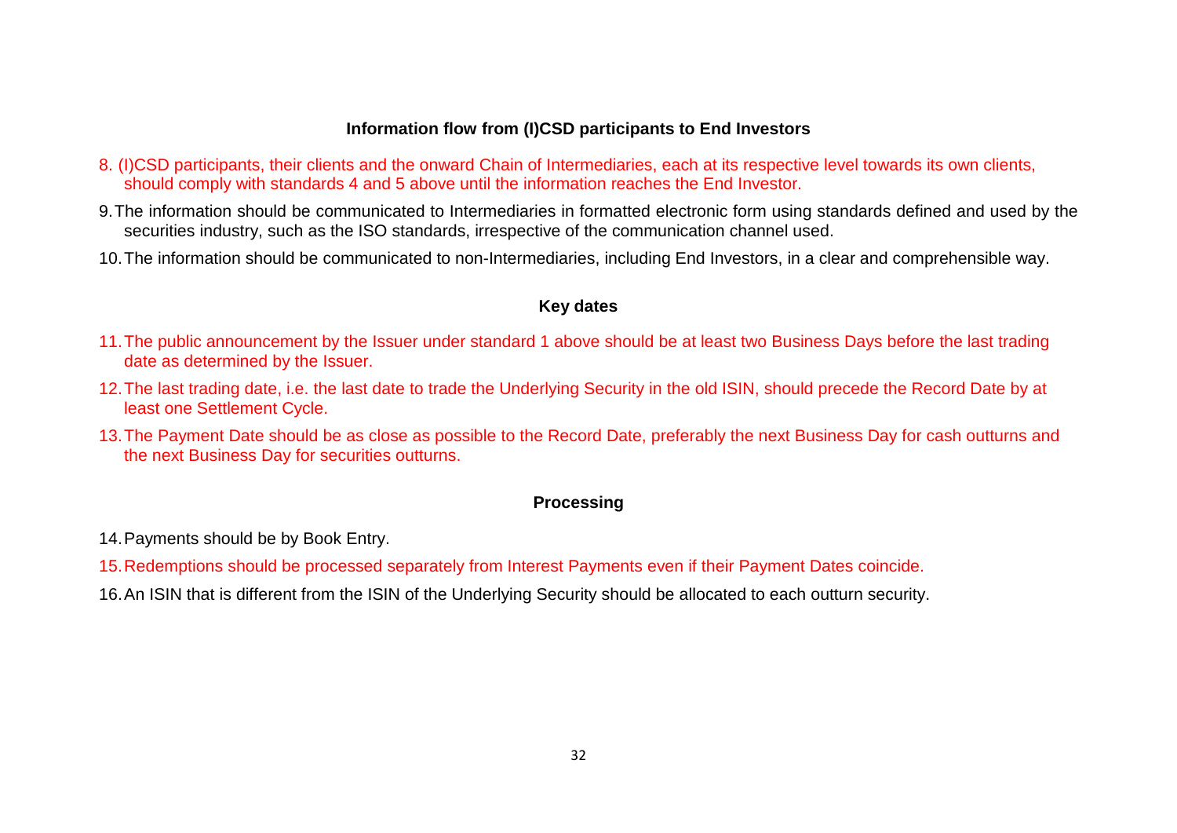### Information flow from (I)CSD participants to End Investors

8. (I)CSD participants, their clients and the onward Chain of Intermediaries, each at its respective level towards its own clients, should comply with standards 4 and 5 above until the information reaches the End Investor.
9. The information should be communicated to Intermediaries in formatted electronic form using standards defined and used by the securities industry, such as the ISO standards, irrespective of the communication channel used.
10. The information should be communicated to non-Intermediaries, including End Investors, in a clear and comprehensible way.

### Key dates

11. The public announcement by the Issuer under standard 1 above should be at least two Business Days before the last trading date as determined by the Issuer.
12. The last trading date, i.e. the last date to trade the Underlying Security in the old ISIN, should precede the Record Date by at least one Settlement Cycle.
13. The Payment Date should be as close as possible to the Record Date, preferably the next Business Day for cash outturns and the next Business Day for securities outturns.

### Processing

14. Payments should be by Book Entry.
15. Redemptions should be processed separately from Interest Payments even if their Payment Dates coincide.
16. An ISIN that is different from the ISIN of the Underlying Security should be allocated to each outturn security.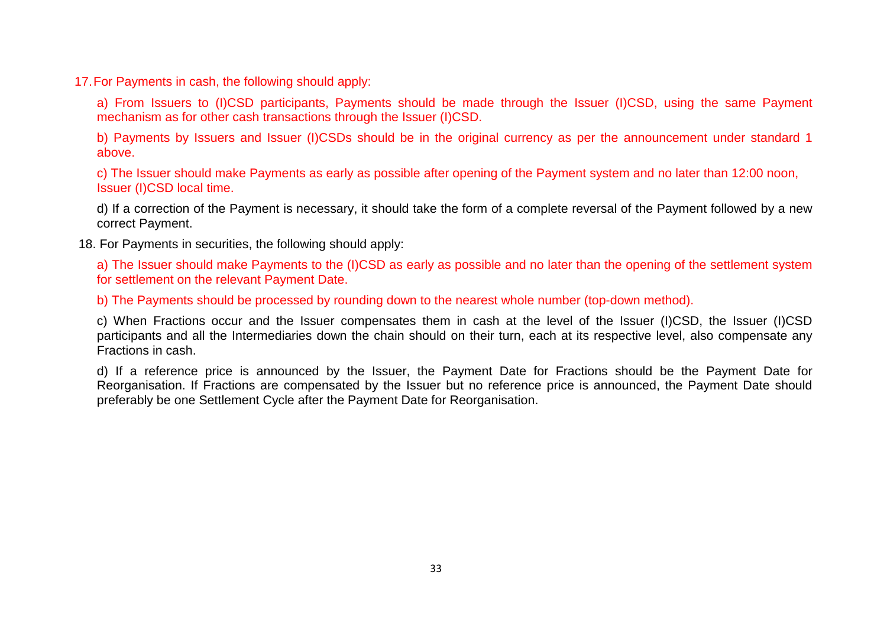17. For Payments in cash, the following should apply:

a) From Issuers to (I)CSD participants, Payments should be made through the Issuer (I)CSD, using the same Payment mechanism as for other cash transactions through the Issuer (I)CSD.

b) Payments by Issuers and Issuer (I)CSDs should be in the original currency as per the announcement under standard 1 above.

c) The Issuer should make Payments as early as possible after opening of the Payment system and no later than 12:00 noon, Issuer (I)CSD local time.

d) If a correction of the Payment is necessary, it should take the form of a complete reversal of the Payment followed by a new correct Payment.

18. For Payments in securities, the following should apply:

a) The Issuer should make Payments to the (I)CSD as early as possible and no later than the opening of the settlement system for settlement on the relevant Payment Date.

b) The Payments should be processed by rounding down to the nearest whole number (top-down method).

c) When Fractions occur and the Issuer compensates them in cash at the level of the Issuer (I)CSD, the Issuer (I)CSD participants and all the Intermediaries down the chain should on their turn, each at its respective level, also compensate any Fractions in cash.

d) If a reference price is announced by the Issuer, the Payment Date for Fractions should be the Payment Date for Reorganisation. If Fractions are compensated by the Issuer but no reference price is announced, the Payment Date should preferably be one Settlement Cycle after the Payment Date for Reorganisation.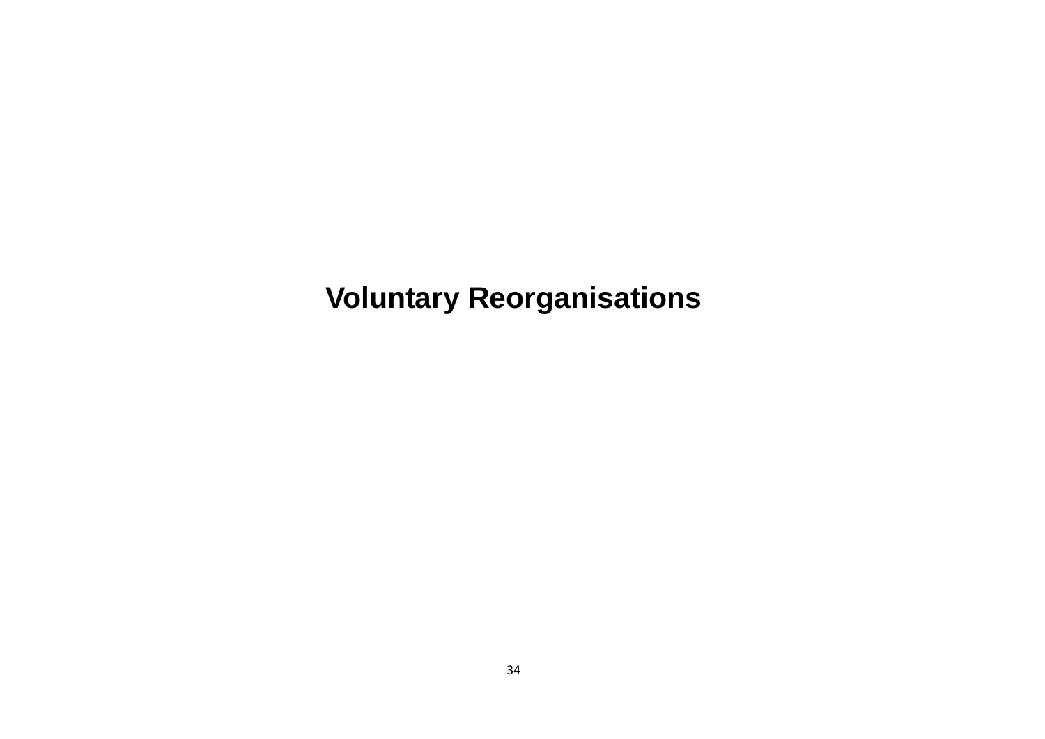# Voluntary Reorganisations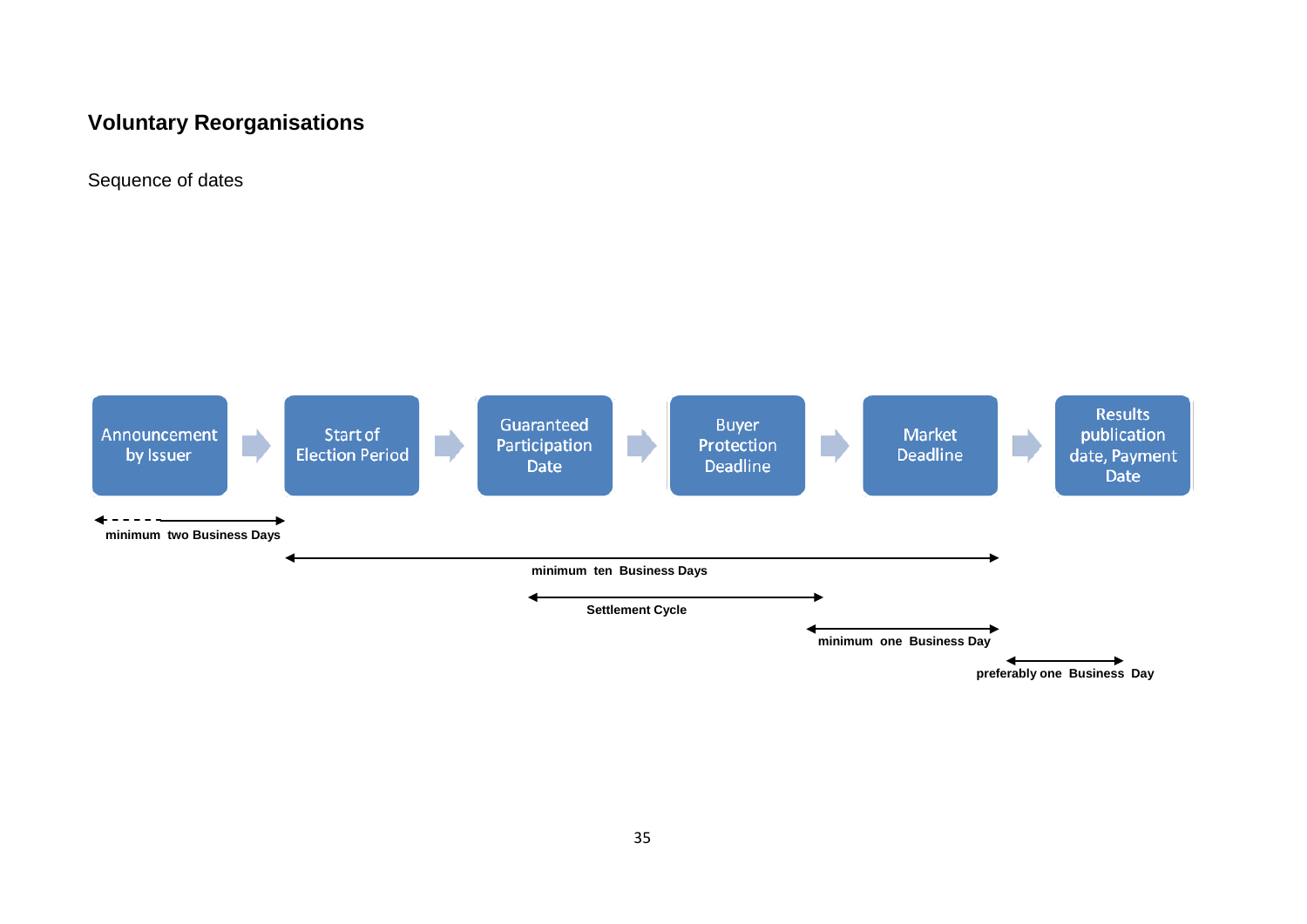## Voluntary Reorganisations

Sequence of dates

Announcement by Issuer → Start of Election Period → Guaranteed Participation Date → Buyer Protection Deadline → Market Deadline → Results publication date, Payment Date

- Announcement by Issuer to Start of Election Period: **minimum two Business Days**
- Start of Election Period to Market Deadline: **minimum ten Business Days**
- Guaranteed Participation Date to Buyer Protection Deadline: **Settlement Cycle**
- Buyer Protection Deadline to Market Deadline: **minimum one Business Day**
- Market Deadline to Results publication date, Payment Date: **preferably one Business Day**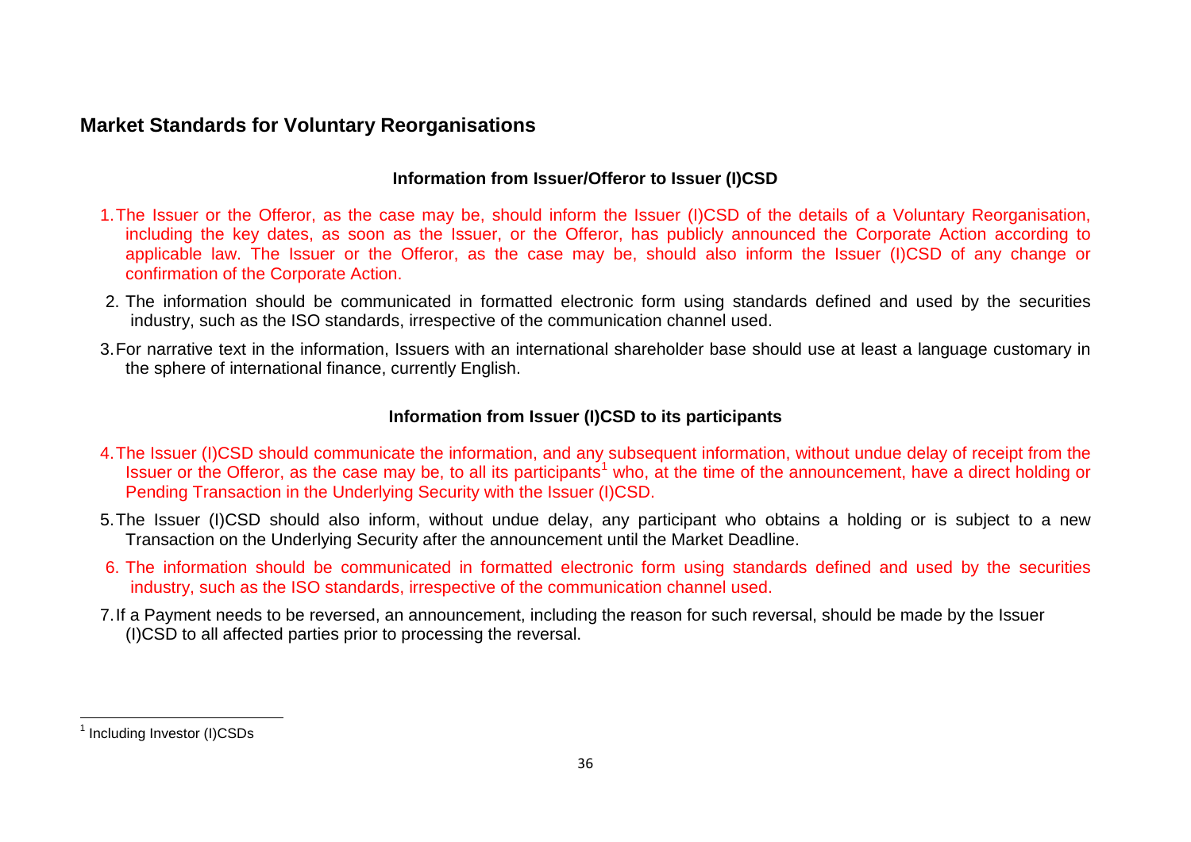## Market Standards for Voluntary Reorganisations

### Information from Issuer/Offeror to Issuer (I)CSD

1. The Issuer or the Offeror, as the case may be, should inform the Issuer (I)CSD of the details of a Voluntary Reorganisation, including the key dates, as soon as the Issuer, or the Offeror, has publicly announced the Corporate Action according to applicable law. The Issuer or the Offeror, as the case may be, should also inform the Issuer (I)CSD of any change or confirmation of the Corporate Action.
2. The information should be communicated in formatted electronic form using standards defined and used by the securities industry, such as the ISO standards, irrespective of the communication channel used.
3. For narrative text in the information, Issuers with an international shareholder base should use at least a language customary in the sphere of international finance, currently English.

### Information from Issuer (I)CSD to its participants

4. The Issuer (I)CSD should communicate the information, and any subsequent information, without undue delay of receipt from the Issuer or the Offeror, as the case may be, to all its participants[1] who, at the time of the announcement, have a direct holding or Pending Transaction in the Underlying Security with the Issuer (I)CSD.
5. The Issuer (I)CSD should also inform, without undue delay, any participant who obtains a holding or is subject to a new Transaction on the Underlying Security after the announcement until the Market Deadline.
6. The information should be communicated in formatted electronic form using standards defined and used by the securities industry, such as the ISO standards, irrespective of the communication channel used.
7. If a Payment needs to be reversed, an announcement, including the reason for such reversal, should be made by the Issuer (I)CSD to all affected parties prior to processing the reversal.

[1] Including Investor (I)CSDs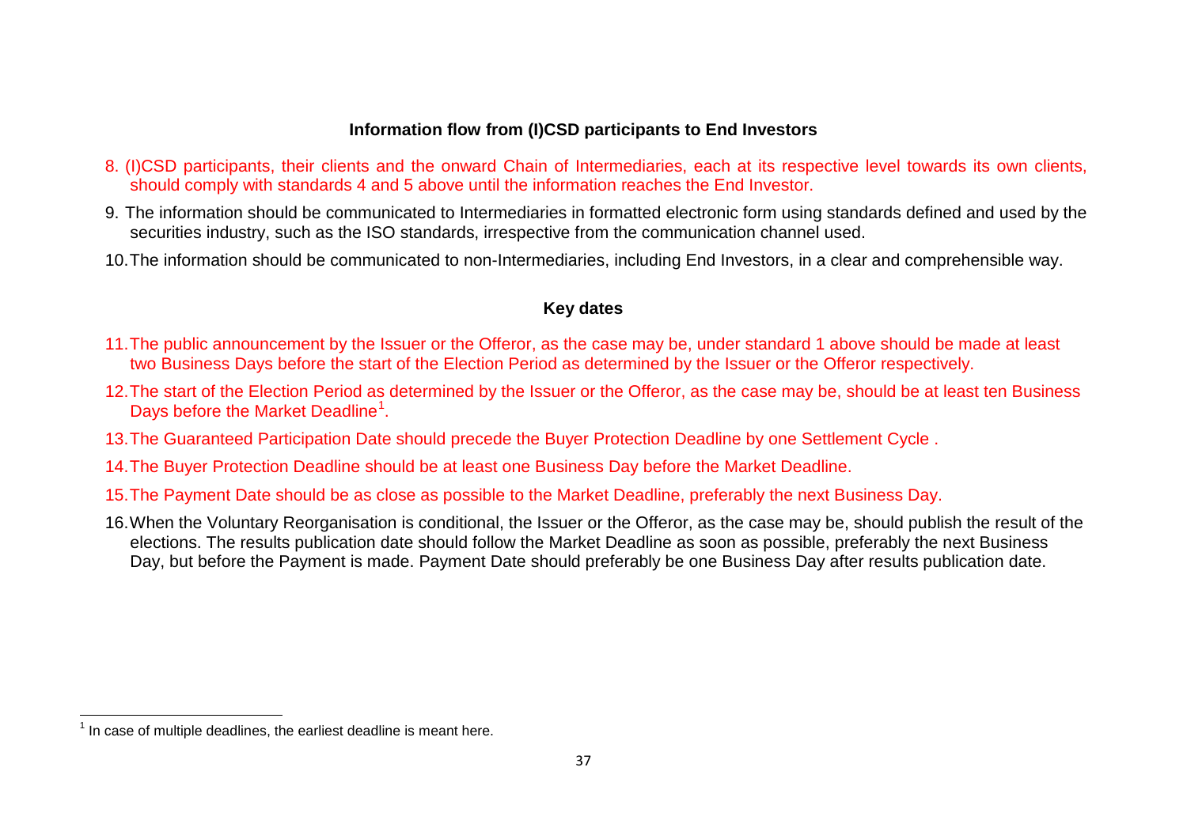### Information flow from (I)CSD participants to End Investors

8. (I)CSD participants, their clients and the onward Chain of Intermediaries, each at its respective level towards its own clients, should comply with standards 4 and 5 above until the information reaches the End Investor.

9. The information should be communicated to Intermediaries in formatted electronic form using standards defined and used by the securities industry, such as the ISO standards, irrespective from the communication channel used.

10. The information should be communicated to non-Intermediaries, including End Investors, in a clear and comprehensible way.

### Key dates

11. The public announcement by the Issuer or the Offeror, as the case may be, under standard 1 above should be made at least two Business Days before the start of the Election Period as determined by the Issuer or the Offeror respectively.

12. The start of the Election Period as determined by the Issuer or the Offeror, as the case may be, should be at least ten Business Days before the Market Deadline[1].

13. The Guaranteed Participation Date should precede the Buyer Protection Deadline by one Settlement Cycle .

14. The Buyer Protection Deadline should be at least one Business Day before the Market Deadline.

15. The Payment Date should be as close as possible to the Market Deadline, preferably the next Business Day.

16. When the Voluntary Reorganisation is conditional, the Issuer or the Offeror, as the case may be, should publish the result of the elections. The results publication date should follow the Market Deadline as soon as possible, preferably the next Business Day, but before the Payment is made. Payment Date should preferably be one Business Day after results publication date.

[1] In case of multiple deadlines, the earliest deadline is meant here.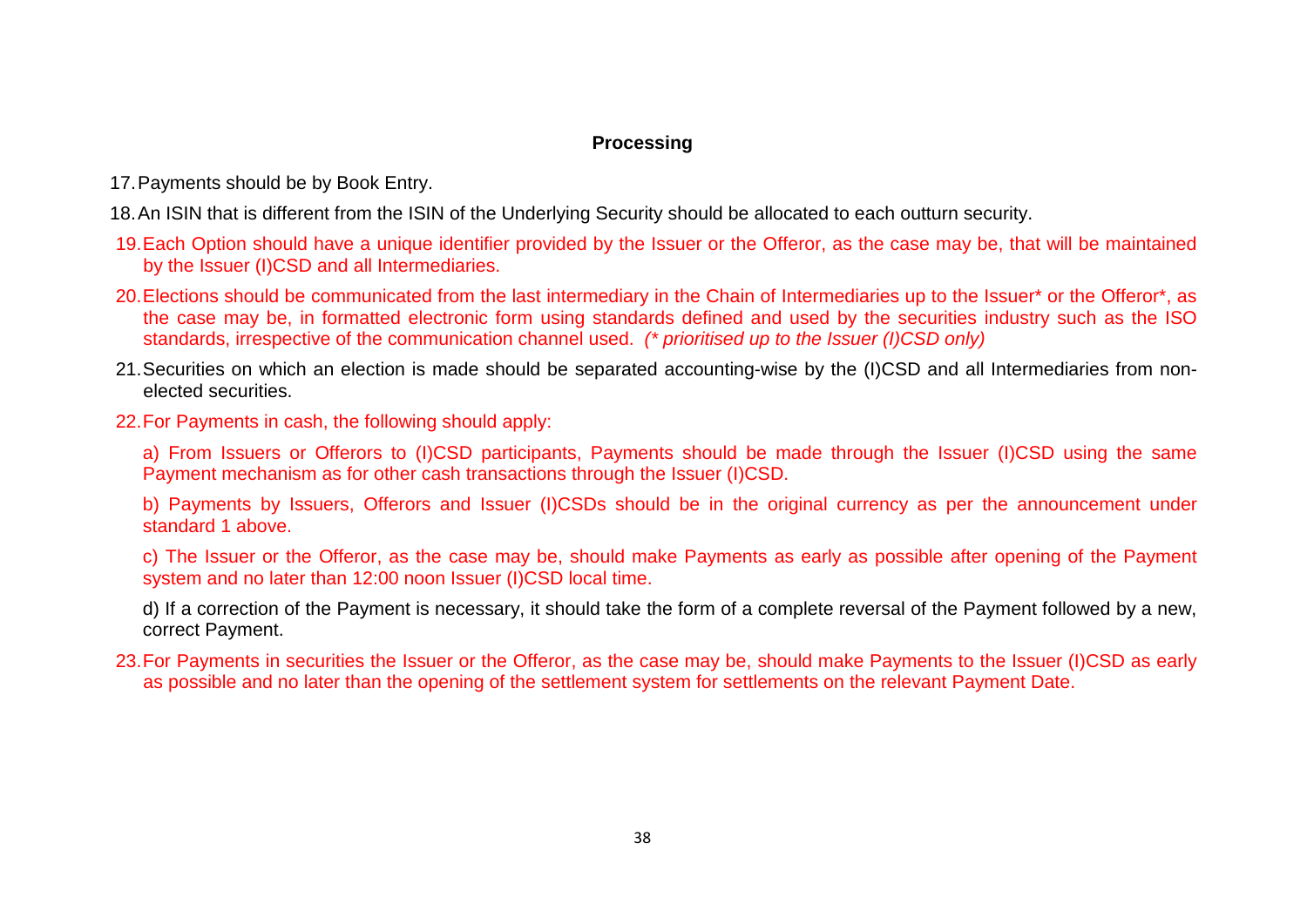**Processing**

17. Payments should be by Book Entry.

18. An ISIN that is different from the ISIN of the Underlying Security should be allocated to each outturn security.

19. Each Option should have a unique identifier provided by the Issuer or the Offeror, as the case may be, that will be maintained by the Issuer (I)CSD and all Intermediaries.

20. Elections should be communicated from the last intermediary in the Chain of Intermediaries up to the Issuer* or the Offeror*, as the case may be, in formatted electronic form using standards defined and used by the securities industry such as the ISO standards, irrespective of the communication channel used. *(* prioritised up to the Issuer (I)CSD only)*

21. Securities on which an election is made should be separated accounting-wise by the (I)CSD and all Intermediaries from non-elected securities.

22. For Payments in cash, the following should apply:

    a) From Issuers or Offerors to (I)CSD participants, Payments should be made through the Issuer (I)CSD using the same Payment mechanism as for other cash transactions through the Issuer (I)CSD.

    b) Payments by Issuers, Offerors and Issuer (I)CSDs should be in the original currency as per the announcement under standard 1 above.

    c) The Issuer or the Offeror, as the case may be, should make Payments as early as possible after opening of the Payment system and no later than 12:00 noon Issuer (I)CSD local time.

    d) If a correction of the Payment is necessary, it should take the form of a complete reversal of the Payment followed by a new, correct Payment.

23. For Payments in securities the Issuer or the Offeror, as the case may be, should make Payments to the Issuer (I)CSD as early as possible and no later than the opening of the settlement system for settlements on the relevant Payment Date.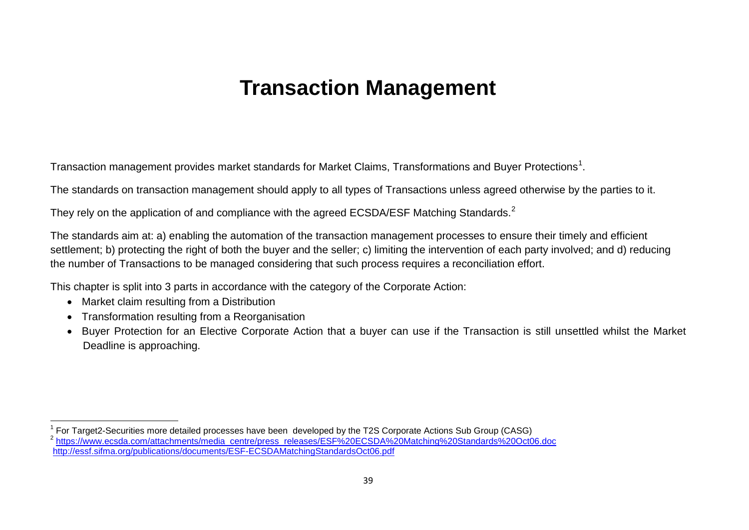# Transaction Management

Transaction management provides market standards for Market Claims, Transformations and Buyer Protections[1].

The standards on transaction management should apply to all types of Transactions unless agreed otherwise by the parties to it.

They rely on the application of and compliance with the agreed ECSDA/ESF Matching Standards.[2]

The standards aim at: a) enabling the automation of the transaction management processes to ensure their timely and efficient settlement; b) protecting the right of both the buyer and the seller; c) limiting the intervention of each party involved; and d) reducing the number of Transactions to be managed considering that such process requires a reconciliation effort.

This chapter is split into 3 parts in accordance with the category of the Corporate Action:

- Market claim resulting from a Distribution
- Transformation resulting from a Reorganisation
- Buyer Protection for an Elective Corporate Action that a buyer can use if the Transaction is still unsettled whilst the Market Deadline is approaching.

---

[1] For Target2-Securities more detailed processes have been developed by the T2S Corporate Actions Sub Group (CASG)

[2] https://www.ecsda.com/attachments/media_centre/press_releases/ESF%20ECSDA%20Matching%20Standards%20Oct06.doc
http://essf.sifma.org/publications/documents/ESF-ECSDAMatchingStandardsOct06.pdf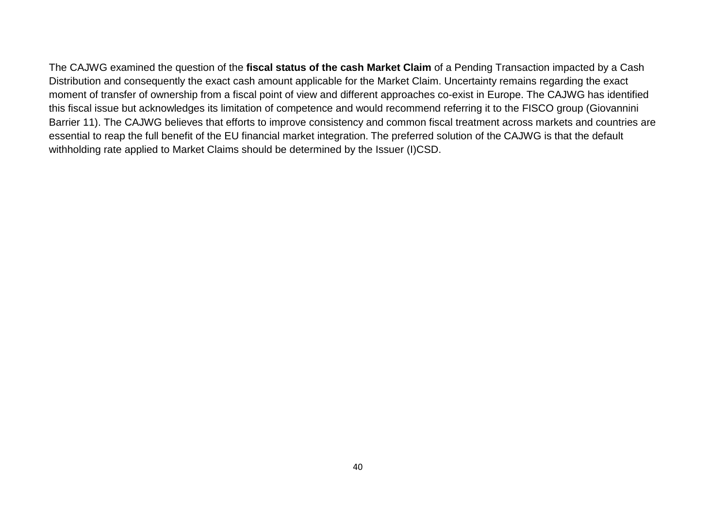The CAJWG examined the question of the **fiscal status of the cash Market Claim** of a Pending Transaction impacted by a Cash Distribution and consequently the exact cash amount applicable for the Market Claim. Uncertainty remains regarding the exact moment of transfer of ownership from a fiscal point of view and different approaches co-exist in Europe. The CAJWG has identified this fiscal issue but acknowledges its limitation of competence and would recommend referring it to the FISCO group (Giovannini Barrier 11). The CAJWG believes that efforts to improve consistency and common fiscal treatment across markets and countries are essential to reap the full benefit of the EU financial market integration. The preferred solution of the CAJWG is that the default withholding rate applied to Market Claims should be determined by the Issuer (I)CSD.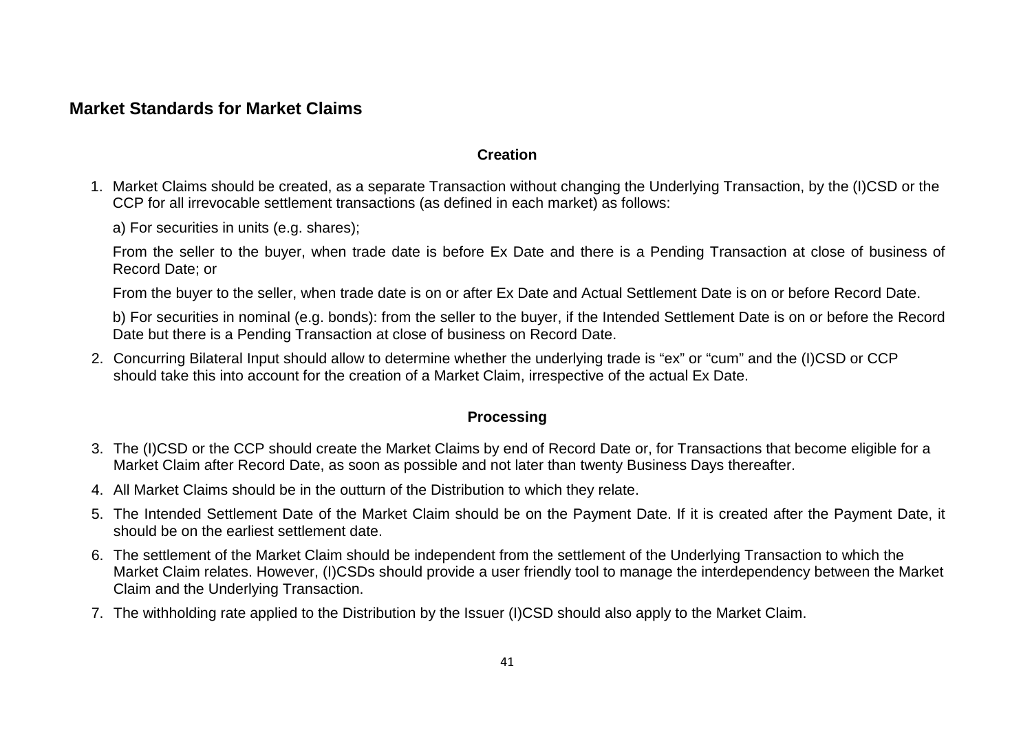## Market Standards for Market Claims

### Creation

1. Market Claims should be created, as a separate Transaction without changing the Underlying Transaction, by the (I)CSD or the CCP for all irrevocable settlement transactions (as defined in each market) as follows:

   a) For securities in units (e.g. shares);

   From the seller to the buyer, when trade date is before Ex Date and there is a Pending Transaction at close of business of Record Date; or

   From the buyer to the seller, when trade date is on or after Ex Date and Actual Settlement Date is on or before Record Date.

   b) For securities in nominal (e.g. bonds): from the seller to the buyer, if the Intended Settlement Date is on or before the Record Date but there is a Pending Transaction at close of business on Record Date.

2. Concurring Bilateral Input should allow to determine whether the underlying trade is “ex” or “cum” and the (I)CSD or CCP should take this into account for the creation of a Market Claim, irrespective of the actual Ex Date.

### Processing

3. The (I)CSD or the CCP should create the Market Claims by end of Record Date or, for Transactions that become eligible for a Market Claim after Record Date, as soon as possible and not later than twenty Business Days thereafter.
4. All Market Claims should be in the outturn of the Distribution to which they relate.
5. The Intended Settlement Date of the Market Claim should be on the Payment Date. If it is created after the Payment Date, it should be on the earliest settlement date.
6. The settlement of the Market Claim should be independent from the settlement of the Underlying Transaction to which the Market Claim relates. However, (I)CSDs should provide a user friendly tool to manage the interdependency between the Market Claim and the Underlying Transaction.
7. The withholding rate applied to the Distribution by the Issuer (I)CSD should also apply to the Market Claim.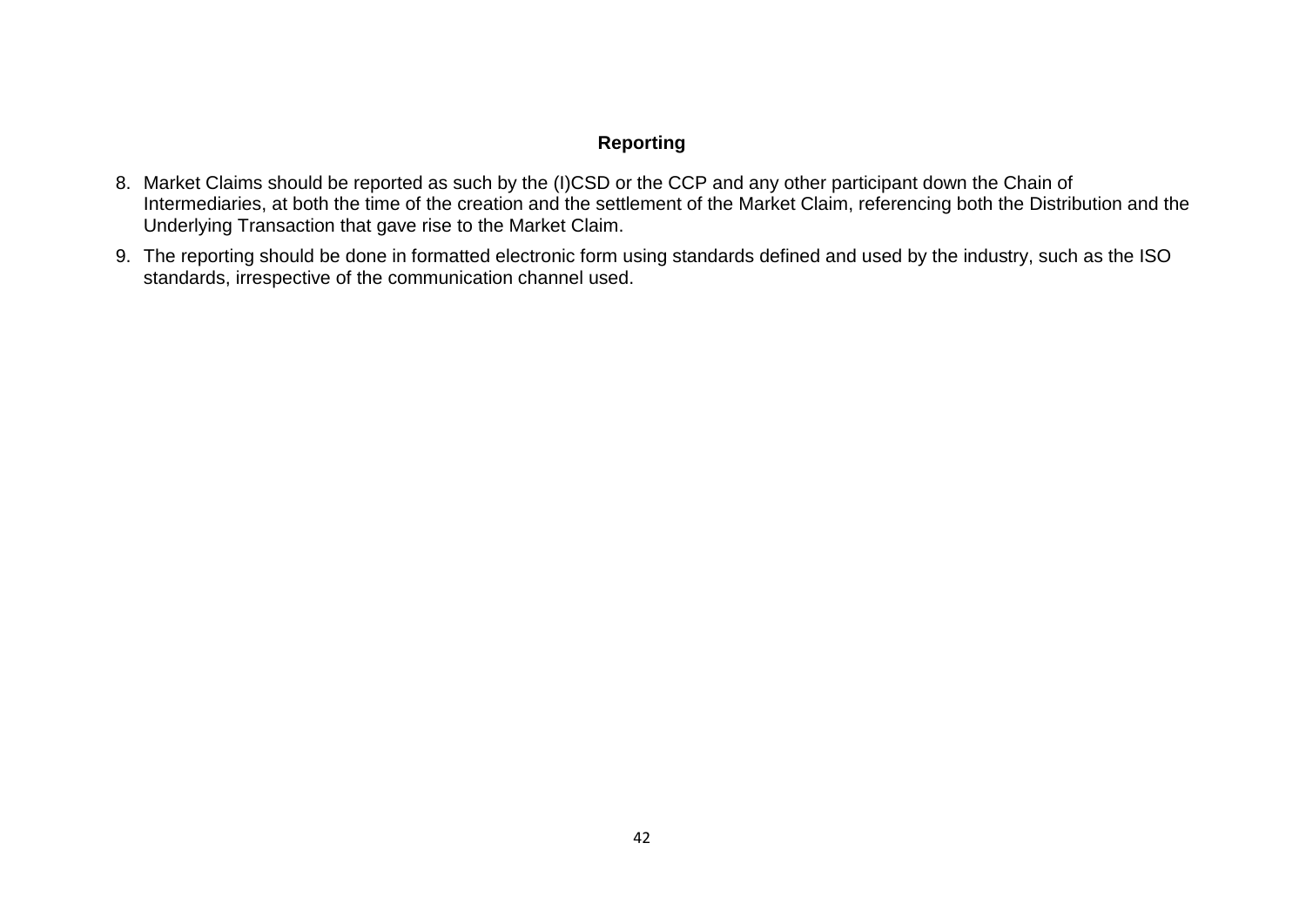**Reporting**

8. Market Claims should be reported as such by the (I)CSD or the CCP and any other participant down the Chain of Intermediaries, at both the time of the creation and the settlement of the Market Claim, referencing both the Distribution and the Underlying Transaction that gave rise to the Market Claim.

9. The reporting should be done in formatted electronic form using standards defined and used by the industry, such as the ISO standards, irrespective of the communication channel used.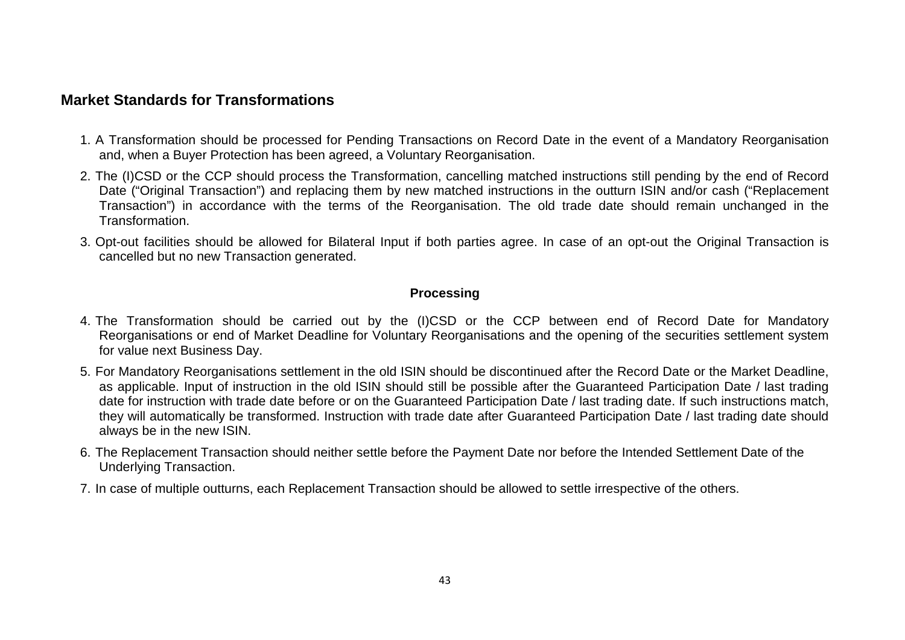## Market Standards for Transformations

1. A Transformation should be processed for Pending Transactions on Record Date in the event of a Mandatory Reorganisation and, when a Buyer Protection has been agreed, a Voluntary Reorganisation.
2. The (I)CSD or the CCP should process the Transformation, cancelling matched instructions still pending by the end of Record Date ("Original Transaction") and replacing them by new matched instructions in the outturn ISIN and/or cash ("Replacement Transaction") in accordance with the terms of the Reorganisation. The old trade date should remain unchanged in the Transformation.
3. Opt-out facilities should be allowed for Bilateral Input if both parties agree. In case of an opt-out the Original Transaction is cancelled but no new Transaction generated.

### Processing

4. The Transformation should be carried out by the (I)CSD or the CCP between end of Record Date for Mandatory Reorganisations or end of Market Deadline for Voluntary Reorganisations and the opening of the securities settlement system for value next Business Day.
5. For Mandatory Reorganisations settlement in the old ISIN should be discontinued after the Record Date or the Market Deadline, as applicable. Input of instruction in the old ISIN should still be possible after the Guaranteed Participation Date / last trading date for instruction with trade date before or on the Guaranteed Participation Date / last trading date. If such instructions match, they will automatically be transformed. Instruction with trade date after Guaranteed Participation Date / last trading date should always be in the new ISIN.
6. The Replacement Transaction should neither settle before the Payment Date nor before the Intended Settlement Date of the Underlying Transaction.
7. In case of multiple outturns, each Replacement Transaction should be allowed to settle irrespective of the others.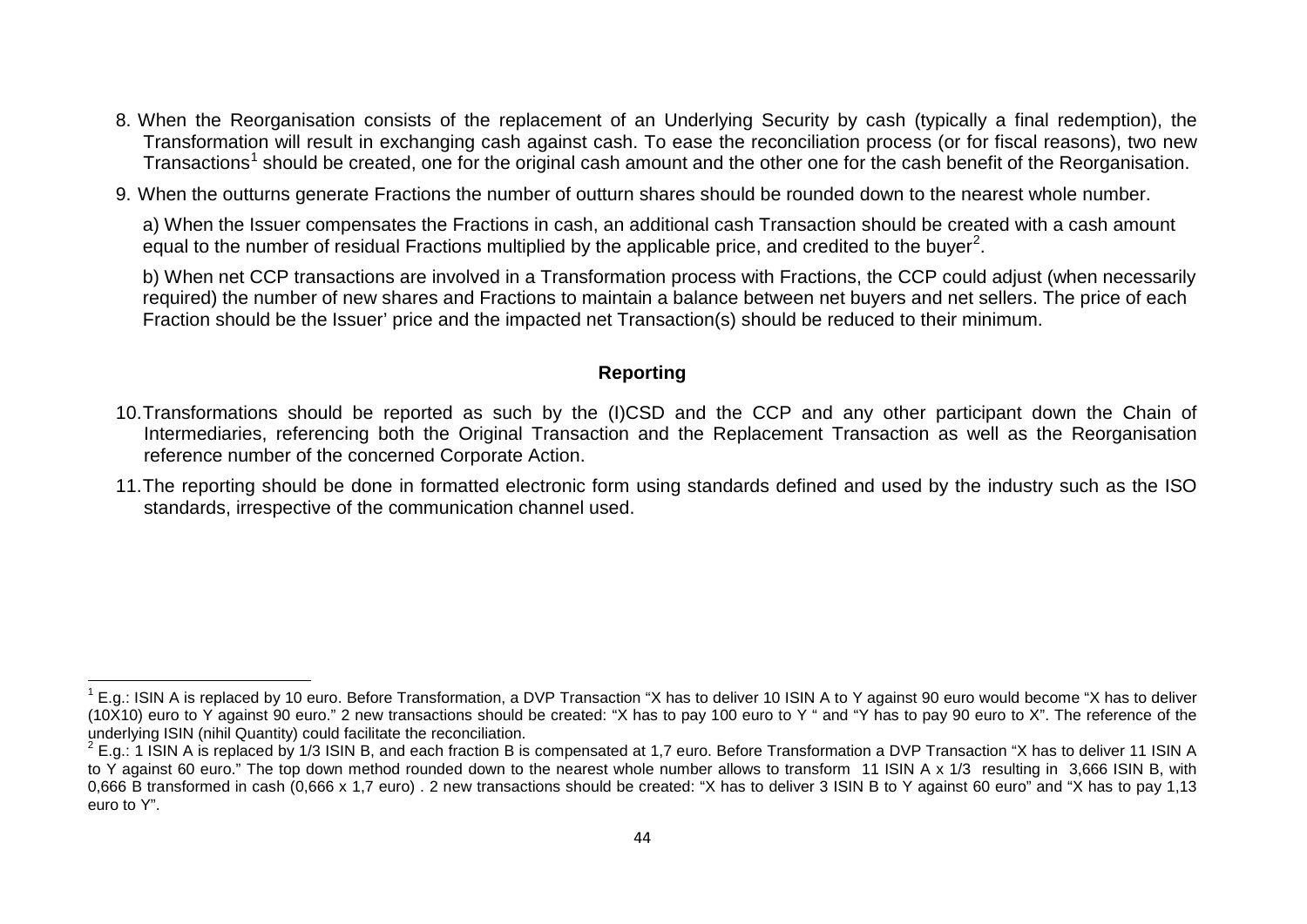8. When the Reorganisation consists of the replacement of an Underlying Security by cash (typically a final redemption), the Transformation will result in exchanging cash against cash. To ease the reconciliation process (or for fiscal reasons), two new Transactions[1] should be created, one for the original cash amount and the other one for the cash benefit of the Reorganisation.

9. When the outturns generate Fractions the number of outturn shares should be rounded down to the nearest whole number.

   a) When the Issuer compensates the Fractions in cash, an additional cash Transaction should be created with a cash amount equal to the number of residual Fractions multiplied by the applicable price, and credited to the buyer[2].

   b) When net CCP transactions are involved in a Transformation process with Fractions, the CCP could adjust (when necessarily required) the number of new shares and Fractions to maintain a balance between net buyers and net sellers. The price of each Fraction should be the Issuer' price and the impacted net Transaction(s) should be reduced to their minimum.

**Reporting**

10. Transformations should be reported as such by the (I)CSD and the CCP and any other participant down the Chain of Intermediaries, referencing both the Original Transaction and the Replacement Transaction as well as the Reorganisation reference number of the concerned Corporate Action.

11. The reporting should be done in formatted electronic form using standards defined and used by the industry such as the ISO standards, irrespective of the communication channel used.

---

[1] E.g.: ISIN A is replaced by 10 euro. Before Transformation, a DVP Transaction "X has to deliver 10 ISIN A to Y against 90 euro would become "X has to deliver (10X10) euro to Y against 90 euro." 2 new transactions should be created: "X has to pay 100 euro to Y " and "Y has to pay 90 euro to X". The reference of the underlying ISIN (nihil Quantity) could facilitate the reconciliation.

[2] E.g.: 1 ISIN A is replaced by 1/3 ISIN B, and each fraction B is compensated at 1,7 euro. Before Transformation a DVP Transaction "X has to deliver 11 ISIN A to Y against 60 euro." The top down method rounded down to the nearest whole number allows to transform 11 ISIN A x 1/3 resulting in 3,666 ISIN B, with 0,666 B transformed in cash (0,666 x 1,7 euro) . 2 new transactions should be created: "X has to deliver 3 ISIN B to Y against 60 euro" and "X has to pay 1,13 euro to Y".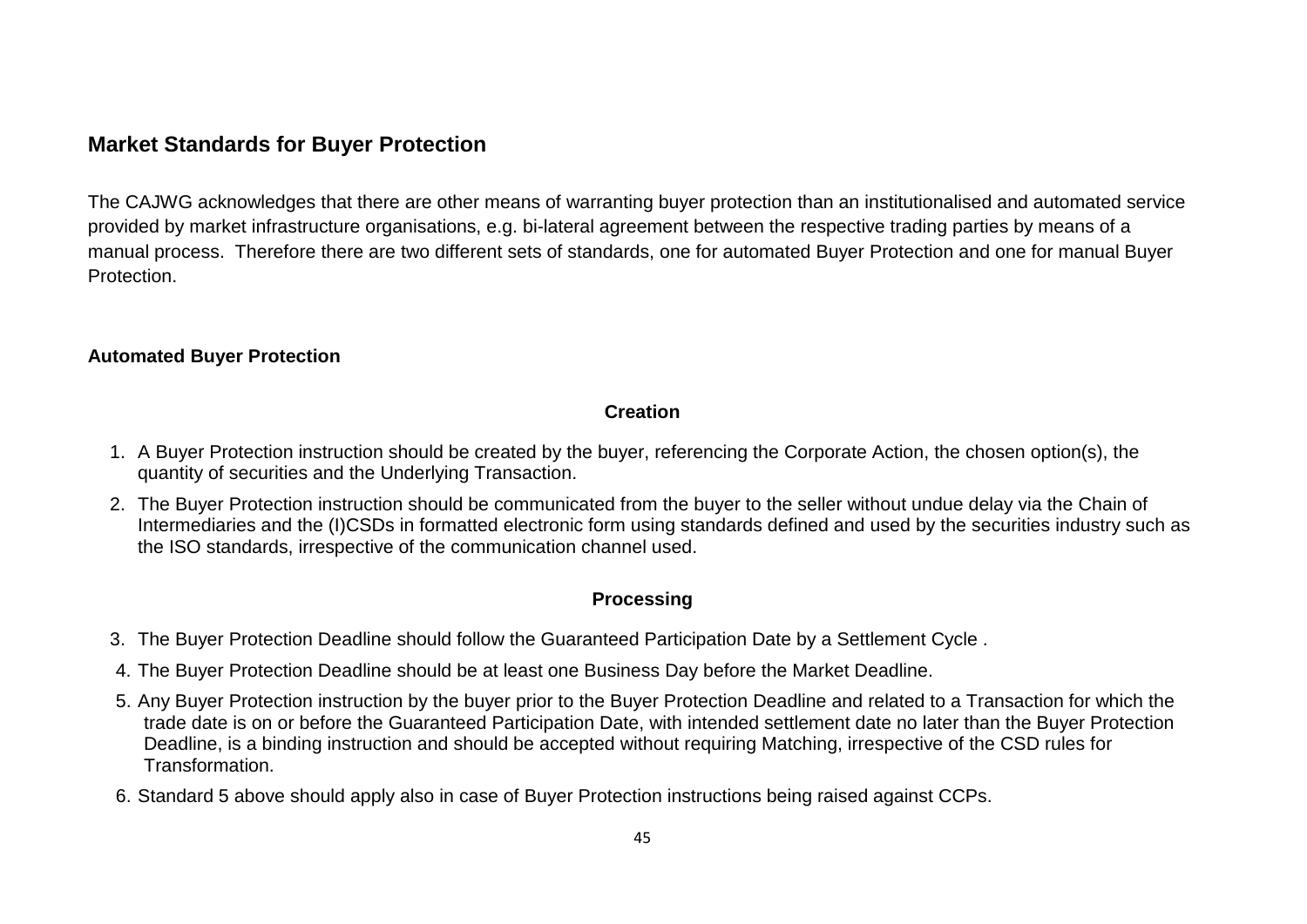## Market Standards for Buyer Protection

The CAJWG acknowledges that there are other means of warranting buyer protection than an institutionalised and automated service provided by market infrastructure organisations, e.g. bi-lateral agreement between the respective trading parties by means of a manual process. Therefore there are two different sets of standards, one for automated Buyer Protection and one for manual Buyer Protection.

### Automated Buyer Protection

#### Creation

1. A Buyer Protection instruction should be created by the buyer, referencing the Corporate Action, the chosen option(s), the quantity of securities and the Underlying Transaction.
2. The Buyer Protection instruction should be communicated from the buyer to the seller without undue delay via the Chain of Intermediaries and the (I)CSDs in formatted electronic form using standards defined and used by the securities industry such as the ISO standards, irrespective of the communication channel used.

#### Processing

3. The Buyer Protection Deadline should follow the Guaranteed Participation Date by a Settlement Cycle .
4. The Buyer Protection Deadline should be at least one Business Day before the Market Deadline.
5. Any Buyer Protection instruction by the buyer prior to the Buyer Protection Deadline and related to a Transaction for which the trade date is on or before the Guaranteed Participation Date, with intended settlement date no later than the Buyer Protection Deadline, is a binding instruction and should be accepted without requiring Matching, irrespective of the CSD rules for Transformation.
6. Standard 5 above should apply also in case of Buyer Protection instructions being raised against CCPs.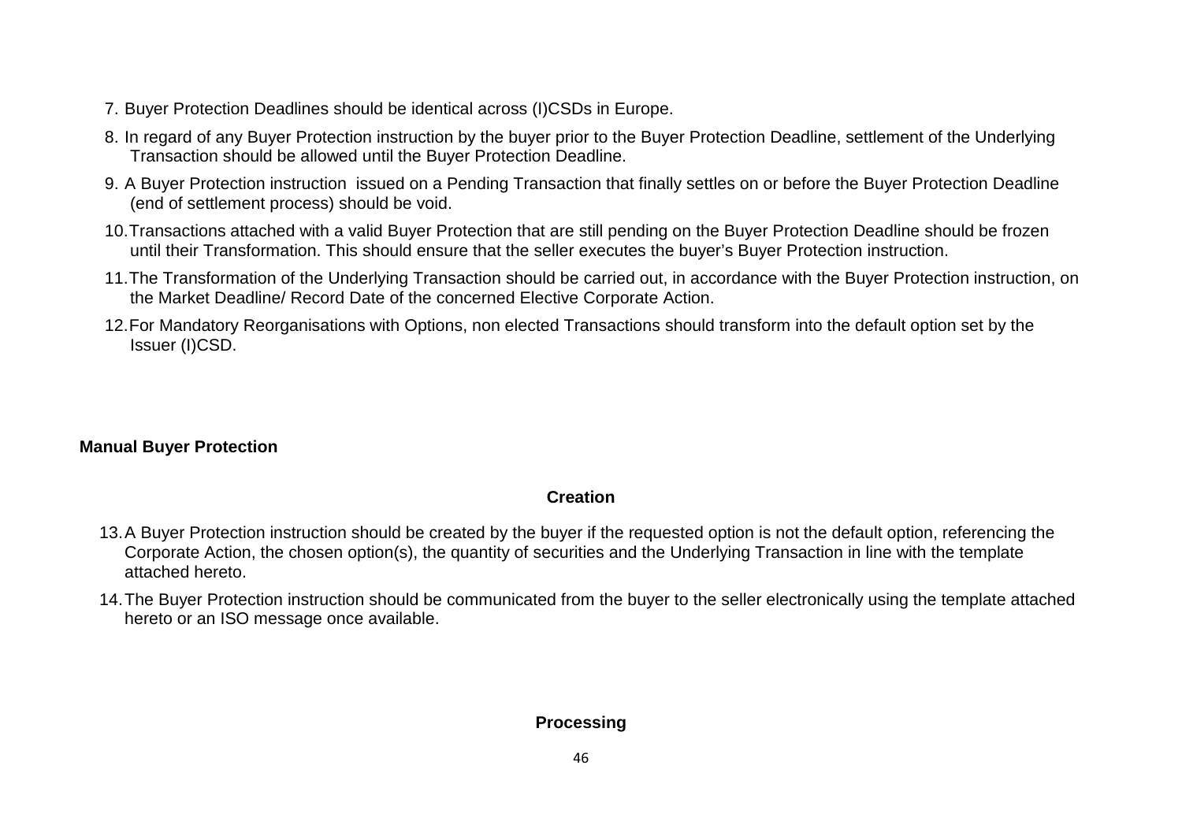7. Buyer Protection Deadlines should be identical across (I)CSDs in Europe.
8. In regard of any Buyer Protection instruction by the buyer prior to the Buyer Protection Deadline, settlement of the Underlying Transaction should be allowed until the Buyer Protection Deadline.
9. A Buyer Protection instruction issued on a Pending Transaction that finally settles on or before the Buyer Protection Deadline (end of settlement process) should be void.
10. Transactions attached with a valid Buyer Protection that are still pending on the Buyer Protection Deadline should be frozen until their Transformation. This should ensure that the seller executes the buyer's Buyer Protection instruction.
11. The Transformation of the Underlying Transaction should be carried out, in accordance with the Buyer Protection instruction, on the Market Deadline/ Record Date of the concerned Elective Corporate Action.
12. For Mandatory Reorganisations with Options, non elected Transactions should transform into the default option set by the Issuer (I)CSD.

**Manual Buyer Protection**

**Creation**

13. A Buyer Protection instruction should be created by the buyer if the requested option is not the default option, referencing the Corporate Action, the chosen option(s), the quantity of securities and the Underlying Transaction in line with the template attached hereto.
14. The Buyer Protection instruction should be communicated from the buyer to the seller electronically using the template attached hereto or an ISO message once available.

**Processing**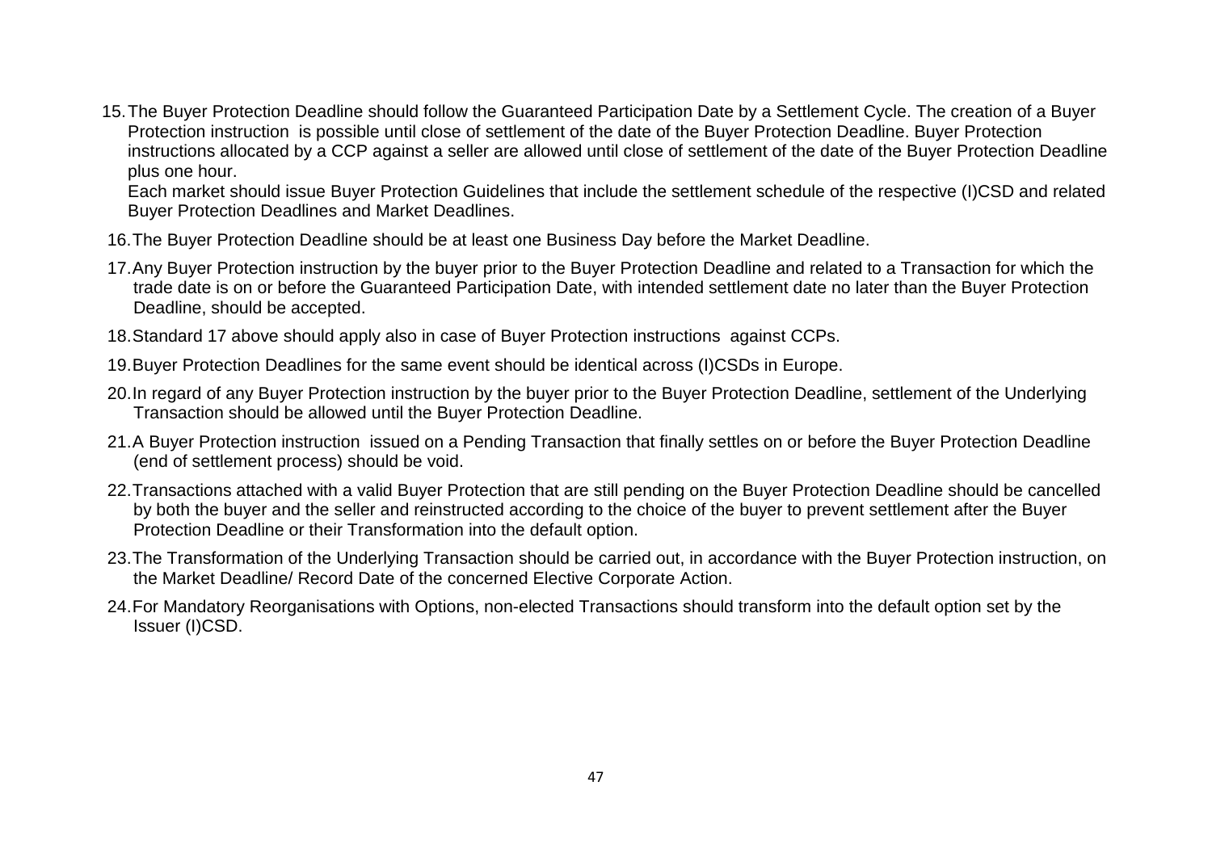15. The Buyer Protection Deadline should follow the Guaranteed Participation Date by a Settlement Cycle. The creation of a Buyer Protection instruction is possible until close of settlement of the date of the Buyer Protection Deadline. Buyer Protection instructions allocated by a CCP against a seller are allowed until close of settlement of the date of the Buyer Protection Deadline plus one hour.
    Each market should issue Buyer Protection Guidelines that include the settlement schedule of the respective (I)CSD and related Buyer Protection Deadlines and Market Deadlines.

16. The Buyer Protection Deadline should be at least one Business Day before the Market Deadline.

17. Any Buyer Protection instruction by the buyer prior to the Buyer Protection Deadline and related to a Transaction for which the trade date is on or before the Guaranteed Participation Date, with intended settlement date no later than the Buyer Protection Deadline, should be accepted.

18. Standard 17 above should apply also in case of Buyer Protection instructions against CCPs.

19. Buyer Protection Deadlines for the same event should be identical across (I)CSDs in Europe.

20. In regard of any Buyer Protection instruction by the buyer prior to the Buyer Protection Deadline, settlement of the Underlying Transaction should be allowed until the Buyer Protection Deadline.

21. A Buyer Protection instruction issued on a Pending Transaction that finally settles on or before the Buyer Protection Deadline (end of settlement process) should be void.

22. Transactions attached with a valid Buyer Protection that are still pending on the Buyer Protection Deadline should be cancelled by both the buyer and the seller and reinstructed according to the choice of the buyer to prevent settlement after the Buyer Protection Deadline or their Transformation into the default option.

23. The Transformation of the Underlying Transaction should be carried out, in accordance with the Buyer Protection instruction, on the Market Deadline/ Record Date of the concerned Elective Corporate Action.

24. For Mandatory Reorganisations with Options, non-elected Transactions should transform into the default option set by the Issuer (I)CSD.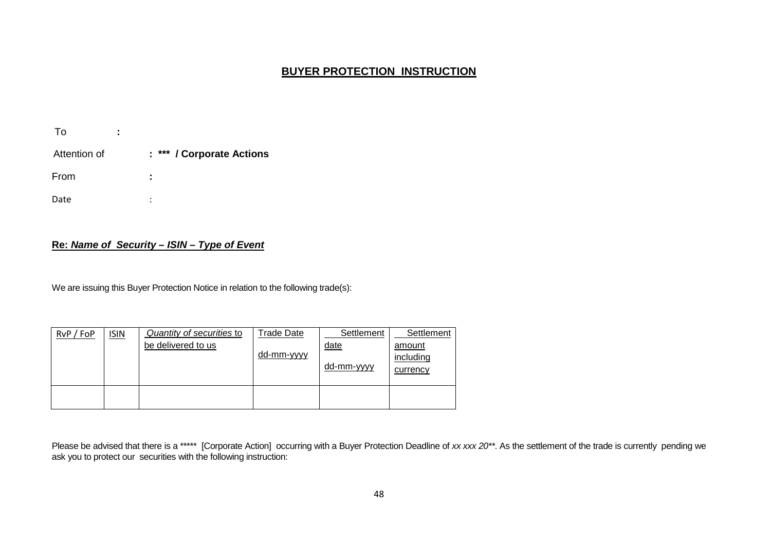# BUYER PROTECTION INSTRUCTION

To :

Attention of : **\*\*\* / Corporate Actions**

From :

Date :

**Re: *Name of Security – ISIN – Type of Event***

We are issuing this Buyer Protection Notice in relation to the following trade(s):

| RvP / FoP | ISIN | *Quantity of securities* to be delivered to us | Trade Date dd-mm-yyyy | Settlement date dd-mm-yyyy | Settlement amount including currency |
|---|---|---|---|---|---|
| | | | | | |

Please be advised that there is a ***** [Corporate Action] occurring with a Buyer Protection Deadline of *xx xxx 20***. As the settlement of the trade is currently pending we ask you to protect our securities with the following instruction: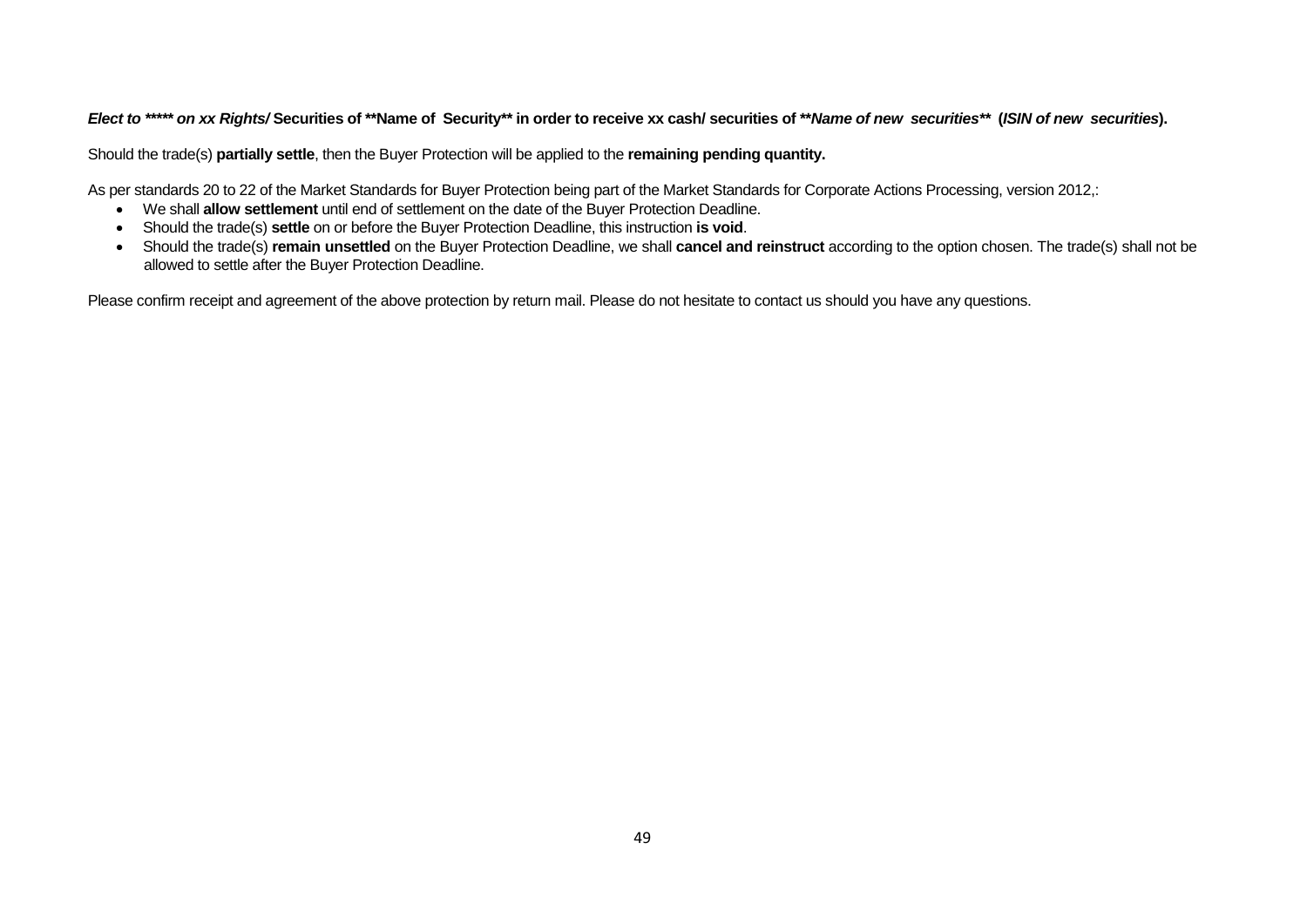***Elect to \*\*\*\*\* on xx Rights/* Securities of \*\*Name of Security\*\* in order to receive xx cash/ securities of \*\**Name of new securities*\*\* (*ISIN of new securities*).**

Should the trade(s) **partially settle**, then the Buyer Protection will be applied to the **remaining pending quantity.**

As per standards 20 to 22 of the Market Standards for Buyer Protection being part of the Market Standards for Corporate Actions Processing, version 2012,:

- We shall **allow settlement** until end of settlement on the date of the Buyer Protection Deadline.
- Should the trade(s) **settle** on or before the Buyer Protection Deadline, this instruction **is void**.
- Should the trade(s) **remain unsettled** on the Buyer Protection Deadline, we shall **cancel and reinstruct** according to the option chosen. The trade(s) shall not be allowed to settle after the Buyer Protection Deadline.

Please confirm receipt and agreement of the above protection by return mail. Please do not hesitate to contact us should you have any questions.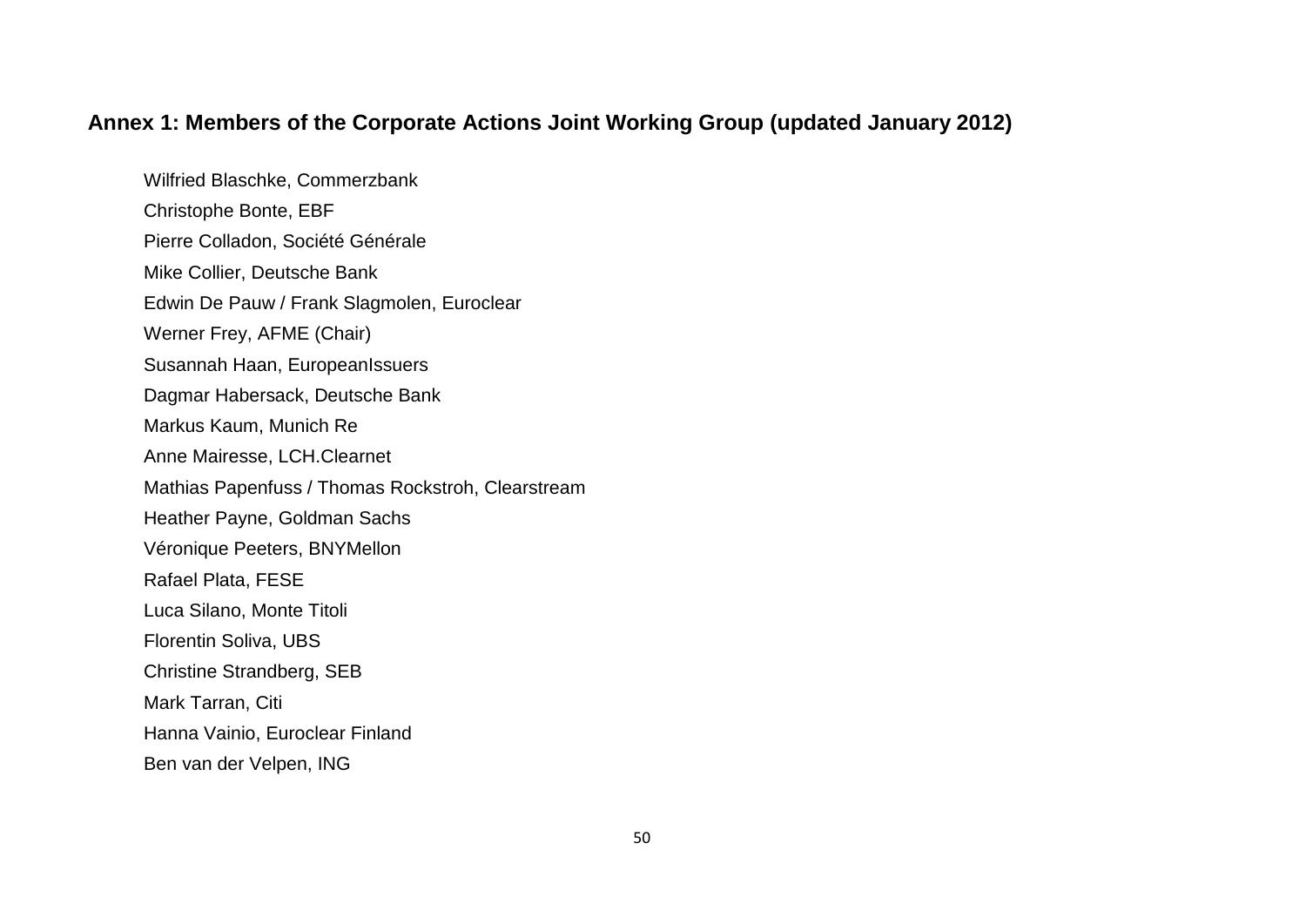## Annex 1: Members of the Corporate Actions Joint Working Group (updated January 2012)

Wilfried Blaschke, Commerzbank

Christophe Bonte, EBF

Pierre Colladon, Société Générale

Mike Collier, Deutsche Bank

Edwin De Pauw / Frank Slagmolen, Euroclear

Werner Frey, AFME (Chair)

Susannah Haan, EuropeanIssuers

Dagmar Habersack, Deutsche Bank

Markus Kaum, Munich Re

Anne Mairesse, LCH.Clearnet

Mathias Papenfuss / Thomas Rockstroh, Clearstream

Heather Payne, Goldman Sachs

Véronique Peeters, BNYMellon

Rafael Plata, FESE

Luca Silano, Monte Titoli

Florentin Soliva, UBS

Christine Strandberg, SEB

Mark Tarran, Citi

Hanna Vainio, Euroclear Finland

Ben van der Velpen, ING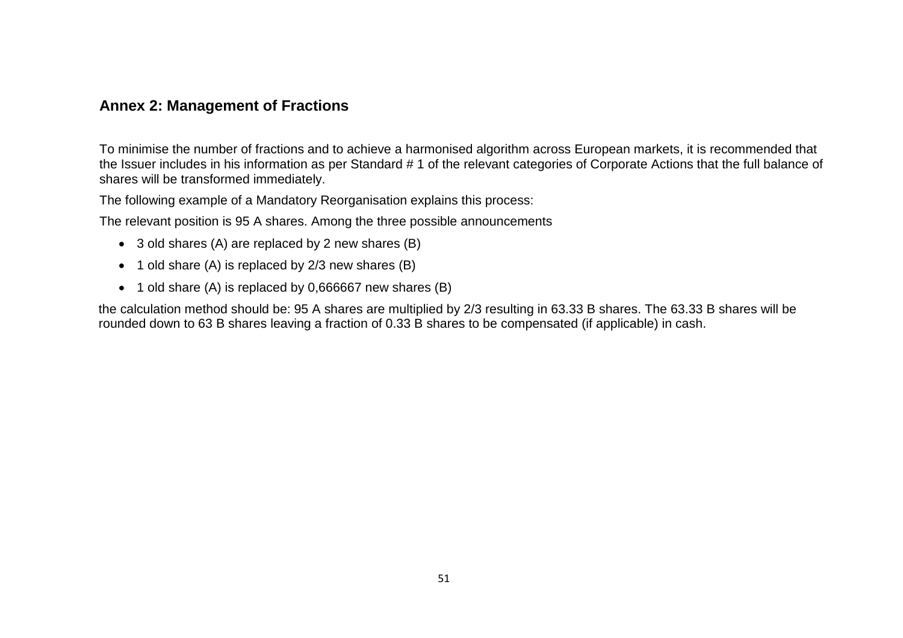## Annex 2: Management of Fractions

To minimise the number of fractions and to achieve a harmonised algorithm across European markets, it is recommended that the Issuer includes in his information as per Standard # 1 of the relevant categories of Corporate Actions that the full balance of shares will be transformed immediately.

The following example of a Mandatory Reorganisation explains this process:

The relevant position is 95 A shares. Among the three possible announcements

- 3 old shares (A) are replaced by 2 new shares (B)
- 1 old share (A) is replaced by 2/3 new shares (B)
- 1 old share (A) is replaced by 0,666667 new shares (B)

the calculation method should be: 95 A shares are multiplied by 2/3 resulting in 63.33 B shares. The 63.33 B shares will be rounded down to 63 B shares leaving a fraction of 0.33 B shares to be compensated (if applicable) in cash.